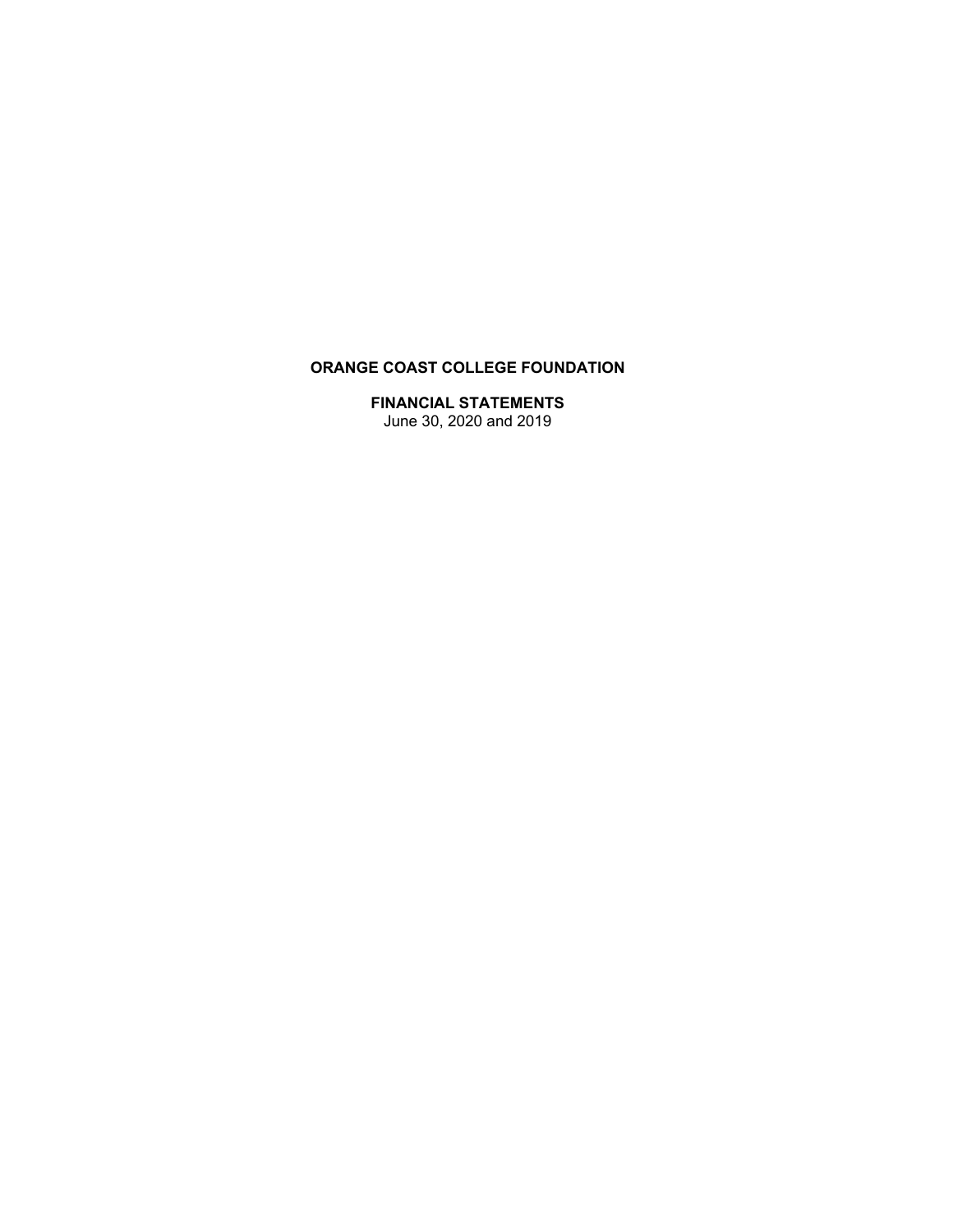# ORANGE COAST COLLEGE FOUNDATION

## FINANCIAL STATEMENTS

June 30, 2020 and 2019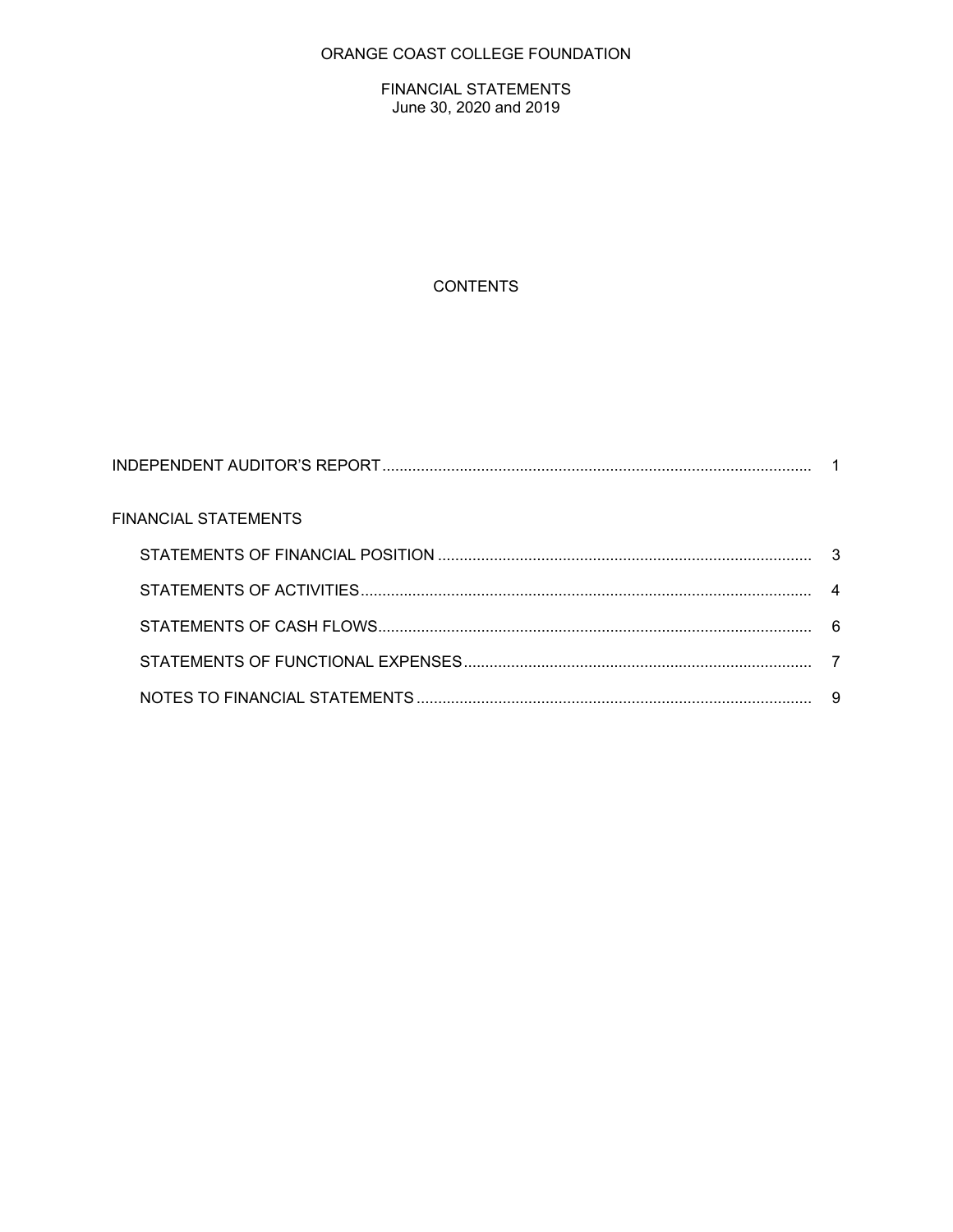# ORANGE COAST COLLEGE FOUNDATION

FINANCIAL STATEMENTS
June 30, 2020 and 2019

## CONTENTS

| | |
|---|---|
| INDEPENDENT AUDITOR'S REPORT | 1 |
| FINANCIAL STATEMENTS | |
| STATEMENTS OF FINANCIAL POSITION | 3 |
| STATEMENTS OF ACTIVITIES | 4 |
| STATEMENTS OF CASH FLOWS | 6 |
| STATEMENTS OF FUNCTIONAL EXPENSES | 7 |
| NOTES TO FINANCIAL STATEMENTS | 9 |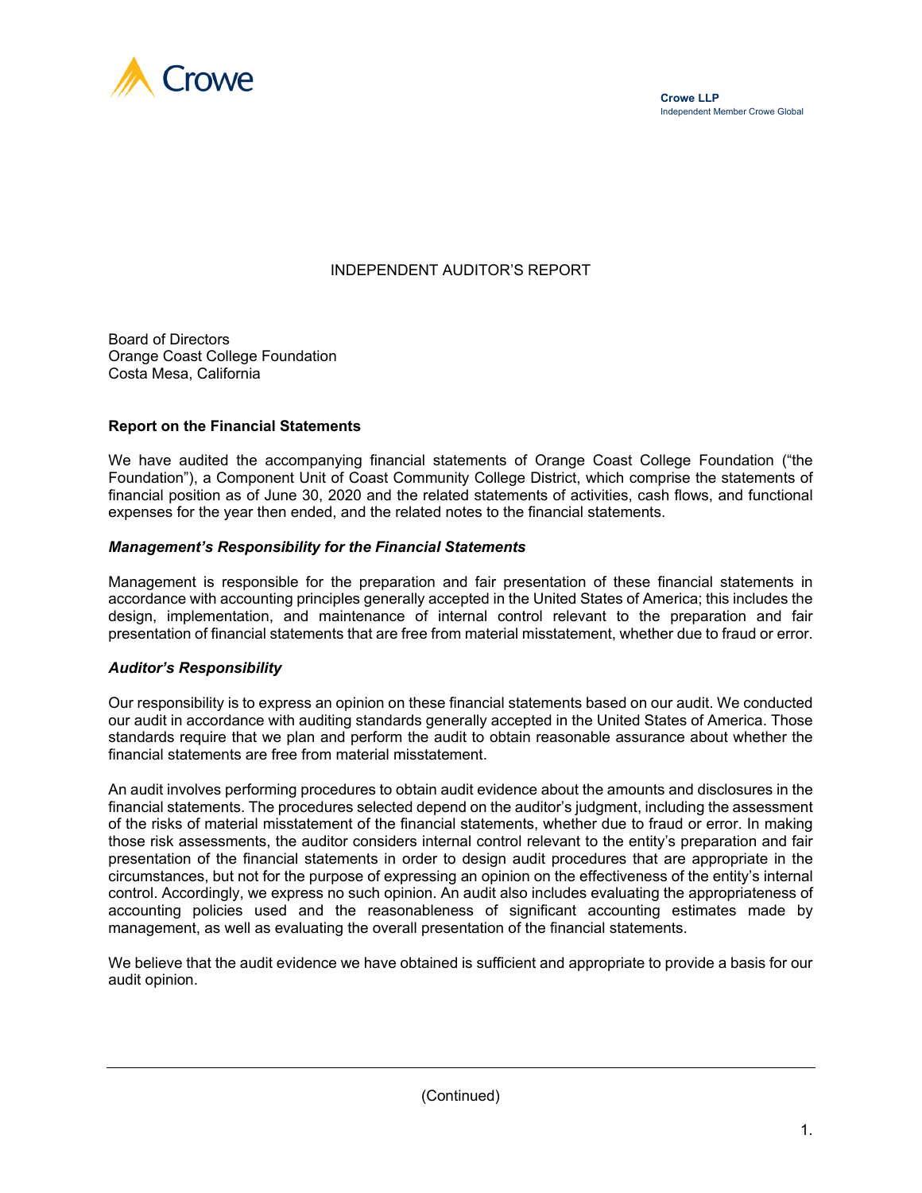Crowe

**Crowe LLP**
Independent Member Crowe Global

# INDEPENDENT AUDITOR'S REPORT

Board of Directors
Orange Coast College Foundation
Costa Mesa, California

**Report on the Financial Statements**

We have audited the accompanying financial statements of Orange Coast College Foundation ("the Foundation"), a Component Unit of Coast Community College District, which comprise the statements of financial position as of June 30, 2020 and the related statements of activities, cash flows, and functional expenses for the year then ended, and the related notes to the financial statements.

***Management's Responsibility for the Financial Statements***

Management is responsible for the preparation and fair presentation of these financial statements in accordance with accounting principles generally accepted in the United States of America; this includes the design, implementation, and maintenance of internal control relevant to the preparation and fair presentation of financial statements that are free from material misstatement, whether due to fraud or error.

***Auditor's Responsibility***

Our responsibility is to express an opinion on these financial statements based on our audit. We conducted our audit in accordance with auditing standards generally accepted in the United States of America. Those standards require that we plan and perform the audit to obtain reasonable assurance about whether the financial statements are free from material misstatement.

An audit involves performing procedures to obtain audit evidence about the amounts and disclosures in the financial statements. The procedures selected depend on the auditor's judgment, including the assessment of the risks of material misstatement of the financial statements, whether due to fraud or error. In making those risk assessments, the auditor considers internal control relevant to the entity's preparation and fair presentation of the financial statements in order to design audit procedures that are appropriate in the circumstances, but not for the purpose of expressing an opinion on the effectiveness of the entity's internal control. Accordingly, we express no such opinion. An audit also includes evaluating the appropriateness of accounting policies used and the reasonableness of significant accounting estimates made by management, as well as evaluating the overall presentation of the financial statements.

We believe that the audit evidence we have obtained is sufficient and appropriate to provide a basis for our audit opinion.

(Continued)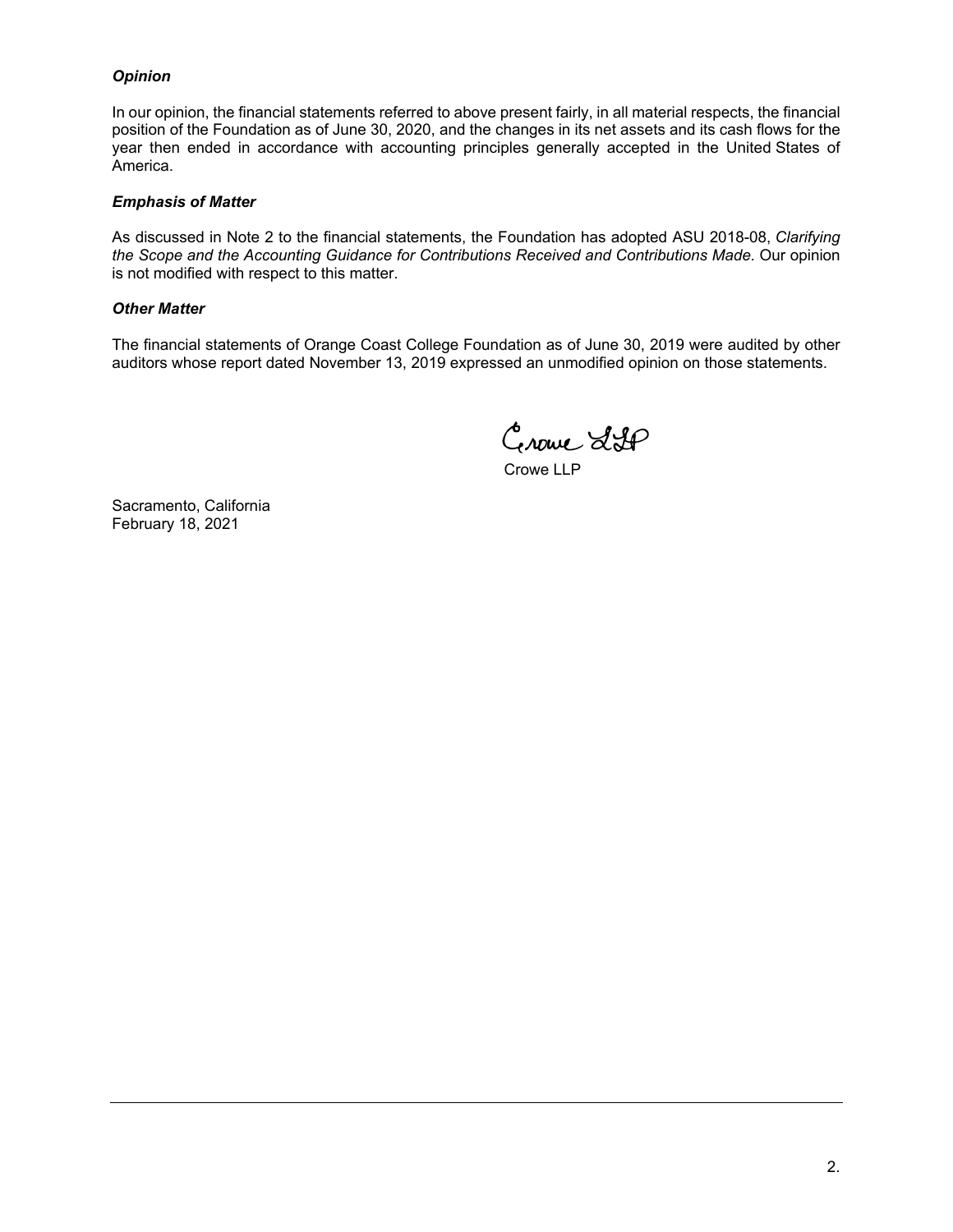### *Opinion*

In our opinion, the financial statements referred to above present fairly, in all material respects, the financial position of the Foundation as of June 30, 2020, and the changes in its net assets and its cash flows for the year then ended in accordance with accounting principles generally accepted in the United States of America.

### *Emphasis of Matter*

As discussed in Note 2 to the financial statements, the Foundation has adopted ASU 2018-08, *Clarifying the Scope and the Accounting Guidance for Contributions Received and Contributions Made.* Our opinion is not modified with respect to this matter.

### *Other Matter*

The financial statements of Orange Coast College Foundation as of June 30, 2019 were audited by other auditors whose report dated November 13, 2019 expressed an unmodified opinion on those statements.

Crowe LLP

Crowe LLP

Sacramento, California
February 18, 2021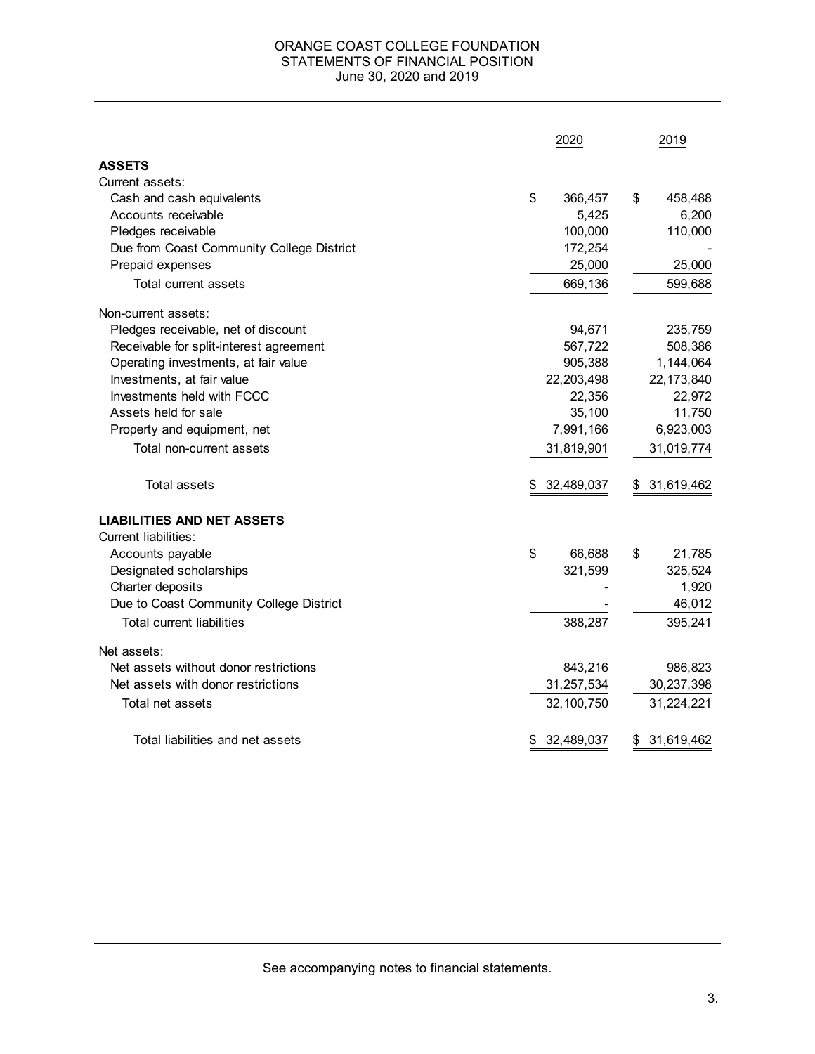# ORANGE COAST COLLEGE FOUNDATION
## STATEMENTS OF FINANCIAL POSITION
### June 30, 2020 and 2019

| | 2020 | 2019 |
|---|---|---|
| **ASSETS** | | |
| Current assets: | | |
| Cash and cash equivalents | $ 366,457 | $ 458,488 |
| Accounts receivable | 5,425 | 6,200 |
| Pledges receivable | 100,000 | 110,000 |
| Due from Coast Community College District | 172,254 | - |
| Prepaid expenses | 25,000 | 25,000 |
| Total current assets | 669,136 | 599,688 |
| Non-current assets: | | |
| Pledges receivable, net of discount | 94,671 | 235,759 |
| Receivable for split-interest agreement | 567,722 | 508,386 |
| Operating investments, at fair value | 905,388 | 1,144,064 |
| Investments, at fair value | 22,203,498 | 22,173,840 |
| Investments held with FCCC | 22,356 | 22,972 |
| Assets held for sale | 35,100 | 11,750 |
| Property and equipment, net | 7,991,166 | 6,923,003 |
| Total non-current assets | 31,819,901 | 31,019,774 |
| Total assets | $ 32,489,037 | $ 31,619,462 |
| **LIABILITIES AND NET ASSETS** | | |
| Current liabilities: | | |
| Accounts payable | $ 66,688 | $ 21,785 |
| Designated scholarships | 321,599 | 325,524 |
| Charter deposits | - | 1,920 |
| Due to Coast Community College District | - | 46,012 |
| Total current liabilities | 388,287 | 395,241 |
| Net assets: | | |
| Net assets without donor restrictions | 843,216 | 986,823 |
| Net assets with donor restrictions | 31,257,534 | 30,237,398 |
| Total net assets | 32,100,750 | 31,224,221 |
| Total liabilities and net assets | $ 32,489,037 | $ 31,619,462 |

See accompanying notes to financial statements.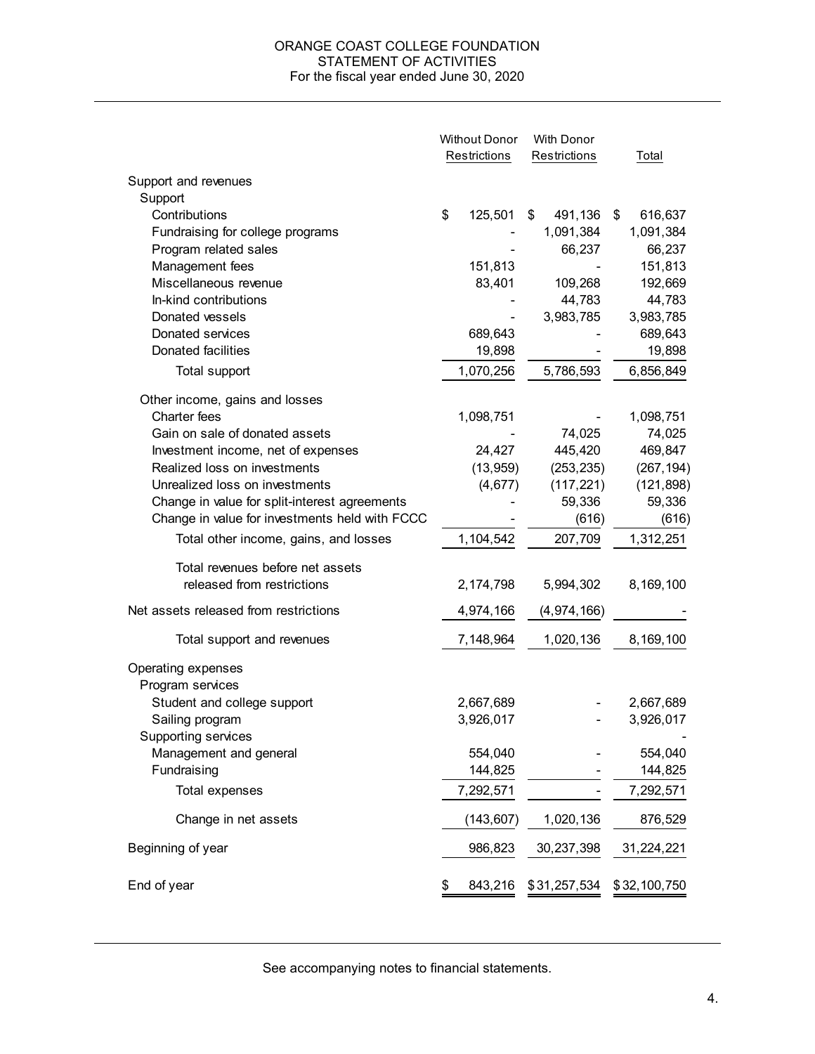# ORANGE COAST COLLEGE FOUNDATION
## STATEMENT OF ACTIVITIES
### For the fiscal year ended June 30, 2020

| | Without Donor Restrictions | With Donor Restrictions | Total |
|---|---|---|---|
| Support and revenues | | | |
| Support | | | |
| Contributions | $ 125,501 | $ 491,136 | $ 616,637 |
| Fundraising for college programs | - | 1,091,384 | 1,091,384 |
| Program related sales | - | 66,237 | 66,237 |
| Management fees | 151,813 | - | 151,813 |
| Miscellaneous revenue | 83,401 | 109,268 | 192,669 |
| In-kind contributions | - | 44,783 | 44,783 |
| Donated vessels | - | 3,983,785 | 3,983,785 |
| Donated services | 689,643 | - | 689,643 |
| Donated facilities | 19,898 | - | 19,898 |
| Total support | 1,070,256 | 5,786,593 | 6,856,849 |
| Other income, gains and losses | | | |
| Charter fees | 1,098,751 | - | 1,098,751 |
| Gain on sale of donated assets | - | 74,025 | 74,025 |
| Investment income, net of expenses | 24,427 | 445,420 | 469,847 |
| Realized loss on investments | (13,959) | (253,235) | (267,194) |
| Unrealized loss on investments | (4,677) | (117,221) | (121,898) |
| Change in value for split-interest agreements | - | 59,336 | 59,336 |
| Change in value for investments held with FCCC | - | (616) | (616) |
| Total other income, gains, and losses | 1,104,542 | 207,709 | 1,312,251 |
| Total revenues before net assets released from restrictions | 2,174,798 | 5,994,302 | 8,169,100 |
| Net assets released from restrictions | 4,974,166 | (4,974,166) | - |
| Total support and revenues | 7,148,964 | 1,020,136 | 8,169,100 |
| Operating expenses | | | |
| Program services | | | |
| Student and college support | 2,667,689 | - | 2,667,689 |
| Sailing program | 3,926,017 | - | 3,926,017 |
| Supporting services | | | - |
| Management and general | 554,040 | - | 554,040 |
| Fundraising | 144,825 | - | 144,825 |
| Total expenses | 7,292,571 | - | 7,292,571 |
| Change in net assets | (143,607) | 1,020,136 | 876,529 |
| Beginning of year | 986,823 | 30,237,398 | 31,224,221 |
| End of year | $ 843,216 | $ 31,257,534 | $ 32,100,750 |

See accompanying notes to financial statements.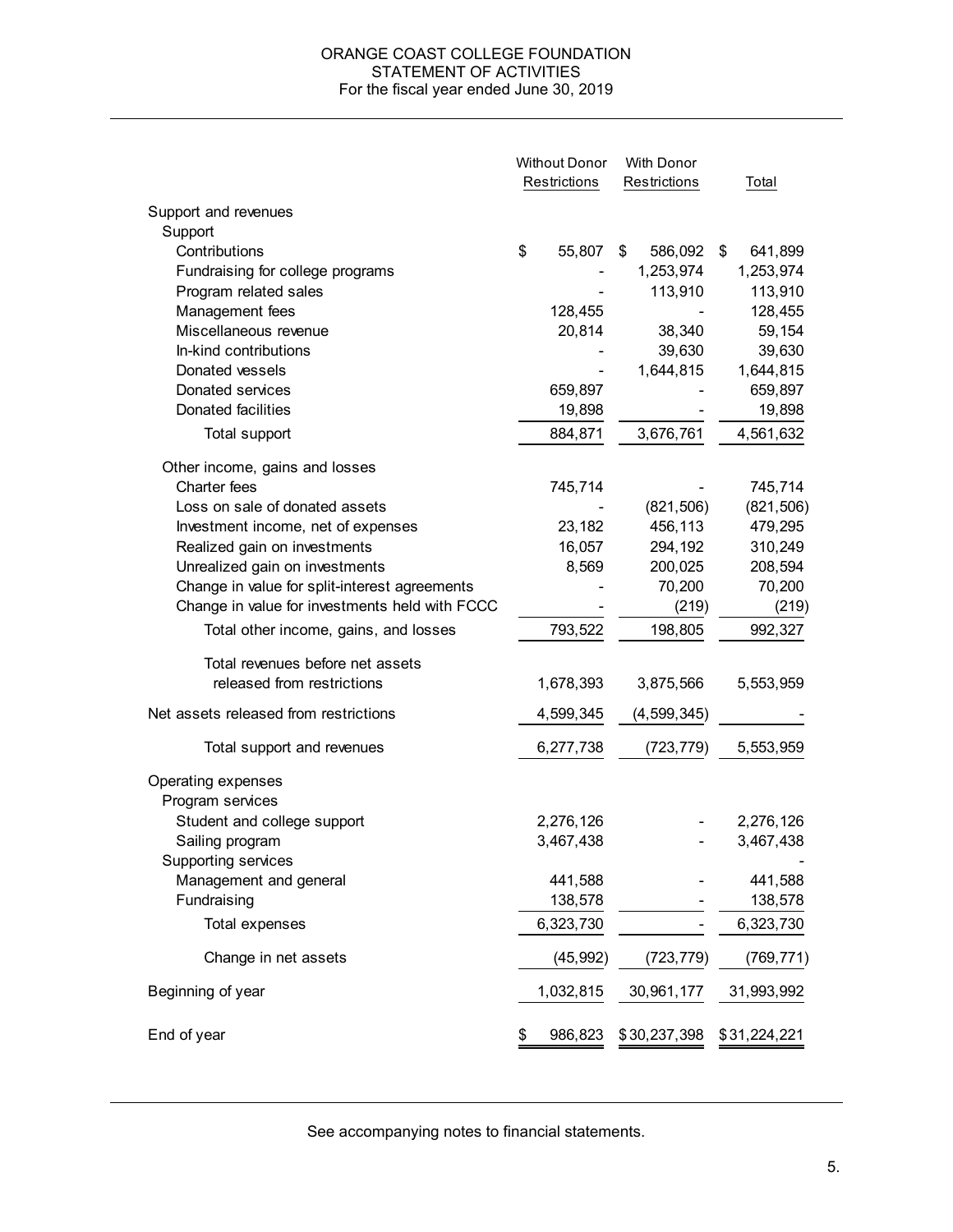# ORANGE COAST COLLEGE FOUNDATION
## STATEMENT OF ACTIVITIES
### For the fiscal year ended June 30, 2019

| | Without Donor Restrictions | With Donor Restrictions | Total |
|---|---|---|---|
| **Support and revenues** | | | |
| Support | | | |
| Contributions | $ 55,807 | $ 586,092 | $ 641,899 |
| Fundraising for college programs | - | 1,253,974 | 1,253,974 |
| Program related sales | - | 113,910 | 113,910 |
| Management fees | 128,455 | - | 128,455 |
| Miscellaneous revenue | 20,814 | 38,340 | 59,154 |
| In-kind contributions | - | 39,630 | 39,630 |
| Donated vessels | - | 1,644,815 | 1,644,815 |
| Donated services | 659,897 | - | 659,897 |
| Donated facilities | 19,898 | - | 19,898 |
| Total support | 884,871 | 3,676,761 | 4,561,632 |
| Other income, gains and losses | | | |
| Charter fees | 745,714 | - | 745,714 |
| Loss on sale of donated assets | - | (821,506) | (821,506) |
| Investment income, net of expenses | 23,182 | 456,113 | 479,295 |
| Realized gain on investments | 16,057 | 294,192 | 310,249 |
| Unrealized gain on investments | 8,569 | 200,025 | 208,594 |
| Change in value for split-interest agreements | - | 70,200 | 70,200 |
| Change in value for investments held with FCCC | - | (219) | (219) |
| Total other income, gains, and losses | 793,522 | 198,805 | 992,327 |
| Total revenues before net assets released from restrictions | 1,678,393 | 3,875,566 | 5,553,959 |
| Net assets released from restrictions | 4,599,345 | (4,599,345) | - |
| Total support and revenues | 6,277,738 | (723,779) | 5,553,959 |
| **Operating expenses** | | | |
| Program services | | | |
| Student and college support | 2,276,126 | - | 2,276,126 |
| Sailing program | 3,467,438 | - | 3,467,438 |
| Supporting services | | | - |
| Management and general | 441,588 | - | 441,588 |
| Fundraising | 138,578 | - | 138,578 |
| Total expenses | 6,323,730 | - | 6,323,730 |
| Change in net assets | (45,992) | (723,779) | (769,771) |
| Beginning of year | 1,032,815 | 30,961,177 | 31,993,992 |
| End of year | $ 986,823 | $ 30,237,398 | $ 31,224,221 |

See accompanying notes to financial statements.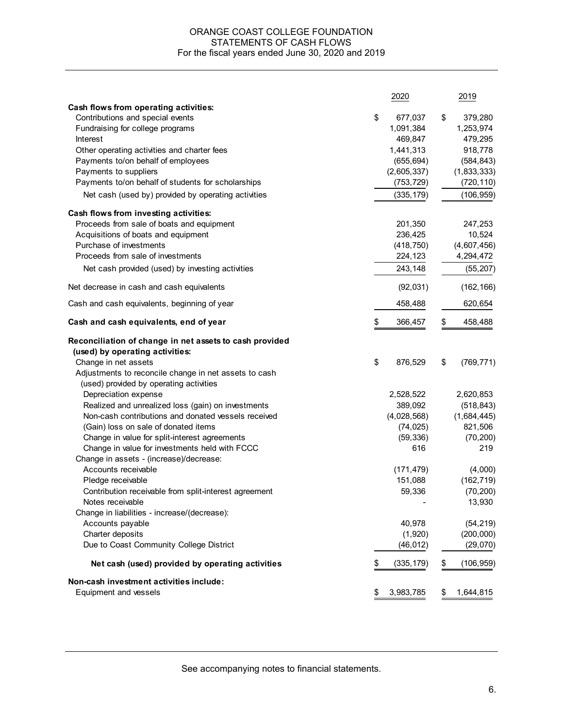# ORANGE COAST COLLEGE FOUNDATION
## STATEMENTS OF CASH FLOWS
For the fiscal years ended June 30, 2020 and 2019

| | 2020 | 2019 |
|---|---|---|
| **Cash flows from operating activities:** | | |
| Contributions and special events | $ 677,037 | $ 379,280 |
| Fundraising for college programs | 1,091,384 | 1,253,974 |
| Interest | 469,847 | 479,295 |
| Other operating activities and charter fees | 1,441,313 | 918,778 |
| Payments to/on behalf of employees | (655,694) | (584,843) |
| Payments to suppliers | (2,605,337) | (1,833,333) |
| Payments to/on behalf of students for scholarships | (753,729) | (720,110) |
| Net cash (used by) provided by operating activities | (335,179) | (106,959) |
| **Cash flows from investing activities:** | | |
| Proceeds from sale of boats and equipment | 201,350 | 247,253 |
| Acquisitions of boats and equipment | 236,425 | 10,524 |
| Purchase of investments | (418,750) | (4,607,456) |
| Proceeds from sale of investments | 224,123 | 4,294,472 |
| Net cash provided (used) by investing activities | 243,148 | (55,207) |
| Net decrease in cash and cash equivalents | (92,031) | (162,166) |
| Cash and cash equivalents, beginning of year | 458,488 | 620,654 |
| **Cash and cash equivalents, end of year** | $ 366,457 | $ 458,488 |
| **Reconciliation of change in net assets to cash provided (used) by operating activities:** | | |
| Change in net assets | $ 876,529 | $ (769,771) |
| Adjustments to reconcile change in net assets to cash (used) provided by operating activities | | |
| Depreciation expense | 2,528,522 | 2,620,853 |
| Realized and unrealized loss (gain) on investments | 389,092 | (518,843) |
| Non-cash contributions and donated vessels received | (4,028,568) | (1,684,445) |
| (Gain) loss on sale of donated items | (74,025) | 821,506 |
| Change in value for split-interest agreements | (59,336) | (70,200) |
| Change in value for investments held with FCCC | 616 | 219 |
| Change in assets - (increase)/decrease: | | |
| Accounts receivable | (171,479) | (4,000) |
| Pledge receivable | 151,088 | (162,719) |
| Contribution receivable from split-interest agreement | 59,336 | (70,200) |
| Notes receivable | - | 13,930 |
| Change in liabilities - increase/(decrease): | | |
| Accounts payable | 40,978 | (54,219) |
| Charter deposits | (1,920) | (200,000) |
| Due to Coast Community College District | (46,012) | (29,070) |
| **Net cash (used) provided by operating activities** | $ (335,179) | $ (106,959) |
| **Non-cash investment activities include:** | | |
| Equipment and vessels | $ 3,983,785 | $ 1,644,815 |

See accompanying notes to financial statements.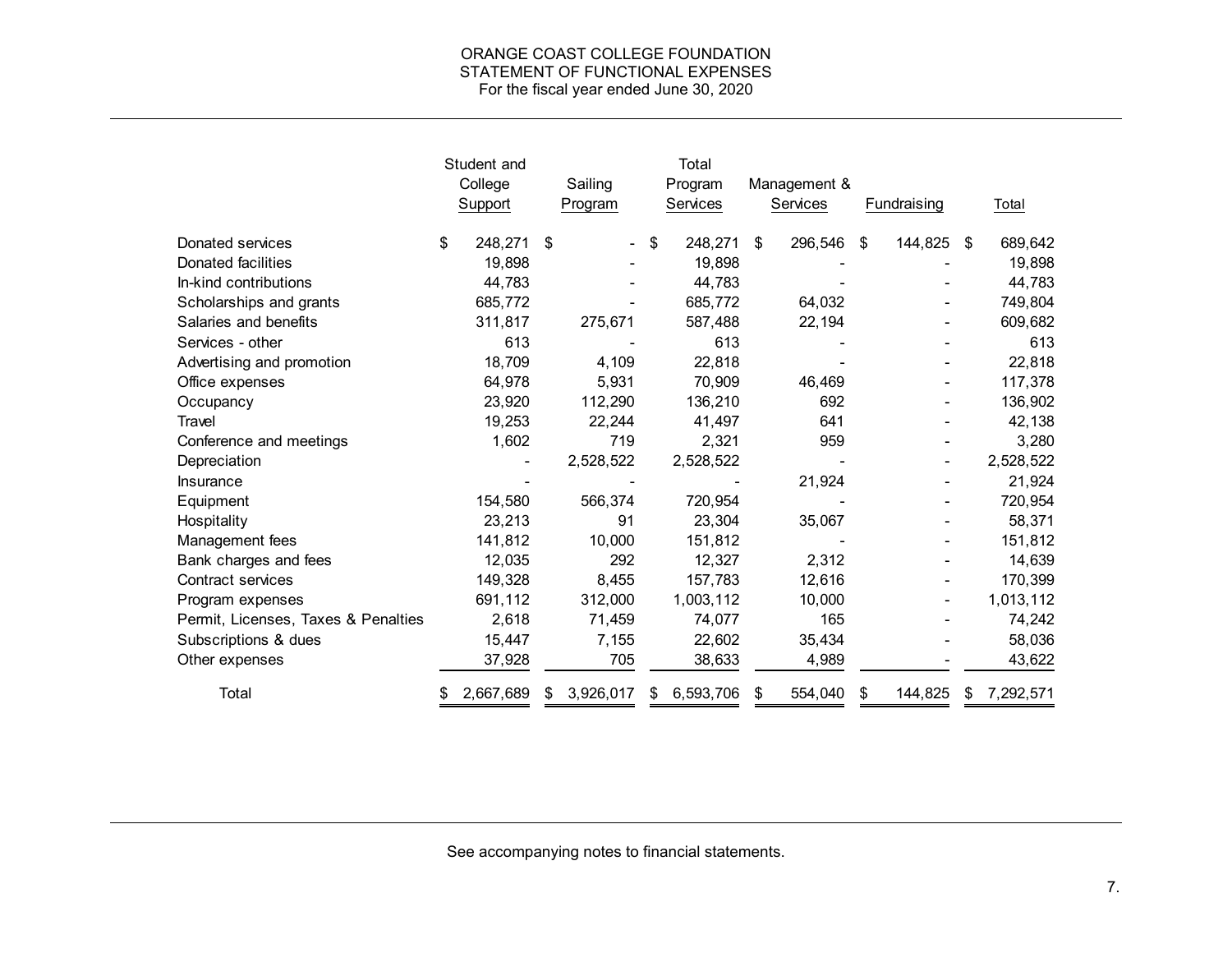# ORANGE COAST COLLEGE FOUNDATION
## STATEMENT OF FUNCTIONAL EXPENSES
### For the fiscal year ended June 30, 2020

| | Student and College Support | Sailing Program | Total Program Services | Management & Services | Fundraising | Total |
|---|---|---|---|---|---|---|
| Donated services | $ 248,271 | $ - | $ 248,271 | $ 296,546 | $ 144,825 | $ 689,642 |
| Donated facilities | 19,898 | - | 19,898 | - | - | 19,898 |
| In-kind contributions | 44,783 | - | 44,783 | - | - | 44,783 |
| Scholarships and grants | 685,772 | - | 685,772 | 64,032 | - | 749,804 |
| Salaries and benefits | 311,817 | 275,671 | 587,488 | 22,194 | - | 609,682 |
| Services - other | 613 | - | 613 | - | - | 613 |
| Advertising and promotion | 18,709 | 4,109 | 22,818 | - | - | 22,818 |
| Office expenses | 64,978 | 5,931 | 70,909 | 46,469 | - | 117,378 |
| Occupancy | 23,920 | 112,290 | 136,210 | 692 | - | 136,902 |
| Travel | 19,253 | 22,244 | 41,497 | 641 | - | 42,138 |
| Conference and meetings | 1,602 | 719 | 2,321 | 959 | - | 3,280 |
| Depreciation | - | 2,528,522 | 2,528,522 | - | - | 2,528,522 |
| Insurance | - | - | - | 21,924 | - | 21,924 |
| Equipment | 154,580 | 566,374 | 720,954 | - | - | 720,954 |
| Hospitality | 23,213 | 91 | 23,304 | 35,067 | - | 58,371 |
| Management fees | 141,812 | 10,000 | 151,812 | - | - | 151,812 |
| Bank charges and fees | 12,035 | 292 | 12,327 | 2,312 | - | 14,639 |
| Contract services | 149,328 | 8,455 | 157,783 | 12,616 | - | 170,399 |
| Program expenses | 691,112 | 312,000 | 1,003,112 | 10,000 | - | 1,013,112 |
| Permit, Licenses, Taxes & Penalties | 2,618 | 71,459 | 74,077 | 165 | - | 74,242 |
| Subscriptions & dues | 15,447 | 7,155 | 22,602 | 35,434 | - | 58,036 |
| Other expenses | 37,928 | 705 | 38,633 | 4,989 | - | 43,622 |
| Total | $ 2,667,689 | $ 3,926,017 | $ 6,593,706 | $ 554,040 | $ 144,825 | $ 7,292,571 |

See accompanying notes to financial statements.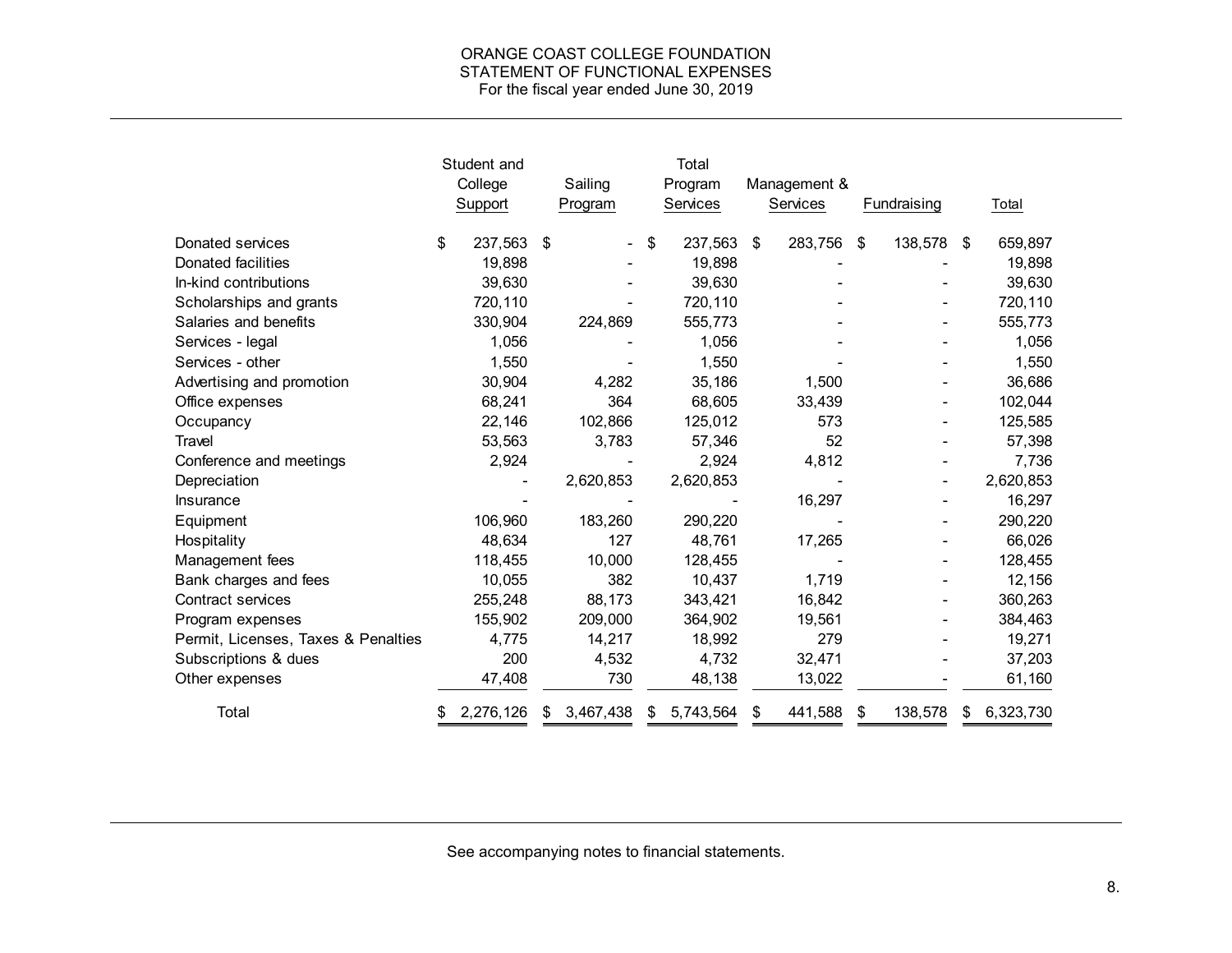# ORANGE COAST COLLEGE FOUNDATION
## STATEMENT OF FUNCTIONAL EXPENSES
### For the fiscal year ended June 30, 2019

| | Student and College Support | Sailing Program | Total Program Services | Management & Services | Fundraising | Total |
|---|---|---|---|---|---|---|
| Donated services | $ 237,563 | $ - | $ 237,563 | $ 283,756 | $ 138,578 | $ 659,897 |
| Donated facilities | 19,898 | - | 19,898 | - | - | 19,898 |
| In-kind contributions | 39,630 | - | 39,630 | - | - | 39,630 |
| Scholarships and grants | 720,110 | - | 720,110 | - | - | 720,110 |
| Salaries and benefits | 330,904 | 224,869 | 555,773 | - | - | 555,773 |
| Services - legal | 1,056 | - | 1,056 | - | - | 1,056 |
| Services - other | 1,550 | - | 1,550 | - | - | 1,550 |
| Advertising and promotion | 30,904 | 4,282 | 35,186 | 1,500 | - | 36,686 |
| Office expenses | 68,241 | 364 | 68,605 | 33,439 | - | 102,044 |
| Occupancy | 22,146 | 102,866 | 125,012 | 573 | - | 125,585 |
| Travel | 53,563 | 3,783 | 57,346 | 52 | - | 57,398 |
| Conference and meetings | 2,924 | - | 2,924 | 4,812 | - | 7,736 |
| Depreciation | - | 2,620,853 | 2,620,853 | - | - | 2,620,853 |
| Insurance | - | - | - | 16,297 | - | 16,297 |
| Equipment | 106,960 | 183,260 | 290,220 | - | - | 290,220 |
| Hospitality | 48,634 | 127 | 48,761 | 17,265 | - | 66,026 |
| Management fees | 118,455 | 10,000 | 128,455 | - | - | 128,455 |
| Bank charges and fees | 10,055 | 382 | 10,437 | 1,719 | - | 12,156 |
| Contract services | 255,248 | 88,173 | 343,421 | 16,842 | - | 360,263 |
| Program expenses | 155,902 | 209,000 | 364,902 | 19,561 | - | 384,463 |
| Permit, Licenses, Taxes & Penalties | 4,775 | 14,217 | 18,992 | 279 | - | 19,271 |
| Subscriptions & dues | 200 | 4,532 | 4,732 | 32,471 | - | 37,203 |
| Other expenses | 47,408 | 730 | 48,138 | 13,022 | - | 61,160 |
| Total | $ 2,276,126 | $ 3,467,438 | $ 5,743,564 | $ 441,588 | $ 138,578 | $ 6,323,730 |

See accompanying notes to financial statements.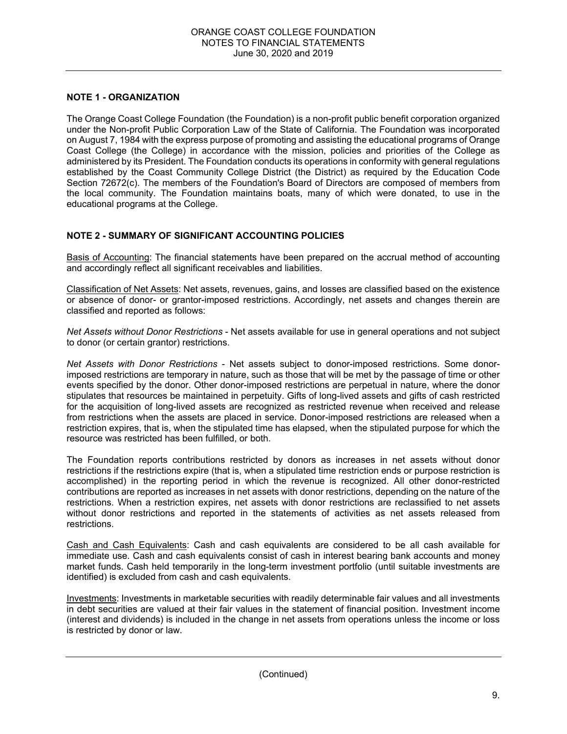## NOTE 1 - ORGANIZATION

The Orange Coast College Foundation (the Foundation) is a non-profit public benefit corporation organized under the Non-profit Public Corporation Law of the State of California. The Foundation was incorporated on August 7, 1984 with the express purpose of promoting and assisting the educational programs of Orange Coast College (the College) in accordance with the mission, policies and priorities of the College as administered by its President. The Foundation conducts its operations in conformity with general regulations established by the Coast Community College District (the District) as required by the Education Code Section 72672(c). The members of the Foundation's Board of Directors are composed of members from the local community. The Foundation maintains boats, many of which were donated, to use in the educational programs at the College.

## NOTE 2 - SUMMARY OF SIGNIFICANT ACCOUNTING POLICIES

Basis of Accounting: The financial statements have been prepared on the accrual method of accounting and accordingly reflect all significant receivables and liabilities.

Classification of Net Assets: Net assets, revenues, gains, and losses are classified based on the existence or absence of donor- or grantor-imposed restrictions. Accordingly, net assets and changes therein are classified and reported as follows:

*Net Assets without Donor Restrictions* - Net assets available for use in general operations and not subject to donor (or certain grantor) restrictions.

*Net Assets with Donor Restrictions* - Net assets subject to donor-imposed restrictions. Some donor-imposed restrictions are temporary in nature, such as those that will be met by the passage of time or other events specified by the donor. Other donor-imposed restrictions are perpetual in nature, where the donor stipulates that resources be maintained in perpetuity. Gifts of long-lived assets and gifts of cash restricted for the acquisition of long-lived assets are recognized as restricted revenue when received and release from restrictions when the assets are placed in service. Donor-imposed restrictions are released when a restriction expires, that is, when the stipulated time has elapsed, when the stipulated purpose for which the resource was restricted has been fulfilled, or both.

The Foundation reports contributions restricted by donors as increases in net assets without donor restrictions if the restrictions expire (that is, when a stipulated time restriction ends or purpose restriction is accomplished) in the reporting period in which the revenue is recognized. All other donor-restricted contributions are reported as increases in net assets with donor restrictions, depending on the nature of the restrictions. When a restriction expires, net assets with donor restrictions are reclassified to net assets without donor restrictions and reported in the statements of activities as net assets released from restrictions.

Cash and Cash Equivalents: Cash and cash equivalents are considered to be all cash available for immediate use. Cash and cash equivalents consist of cash in interest bearing bank accounts and money market funds. Cash held temporarily in the long-term investment portfolio (until suitable investments are identified) is excluded from cash and cash equivalents.

Investments: Investments in marketable securities with readily determinable fair values and all investments in debt securities are valued at their fair values in the statement of financial position. Investment income (interest and dividends) is included in the change in net assets from operations unless the income or loss is restricted by donor or law.

(Continued)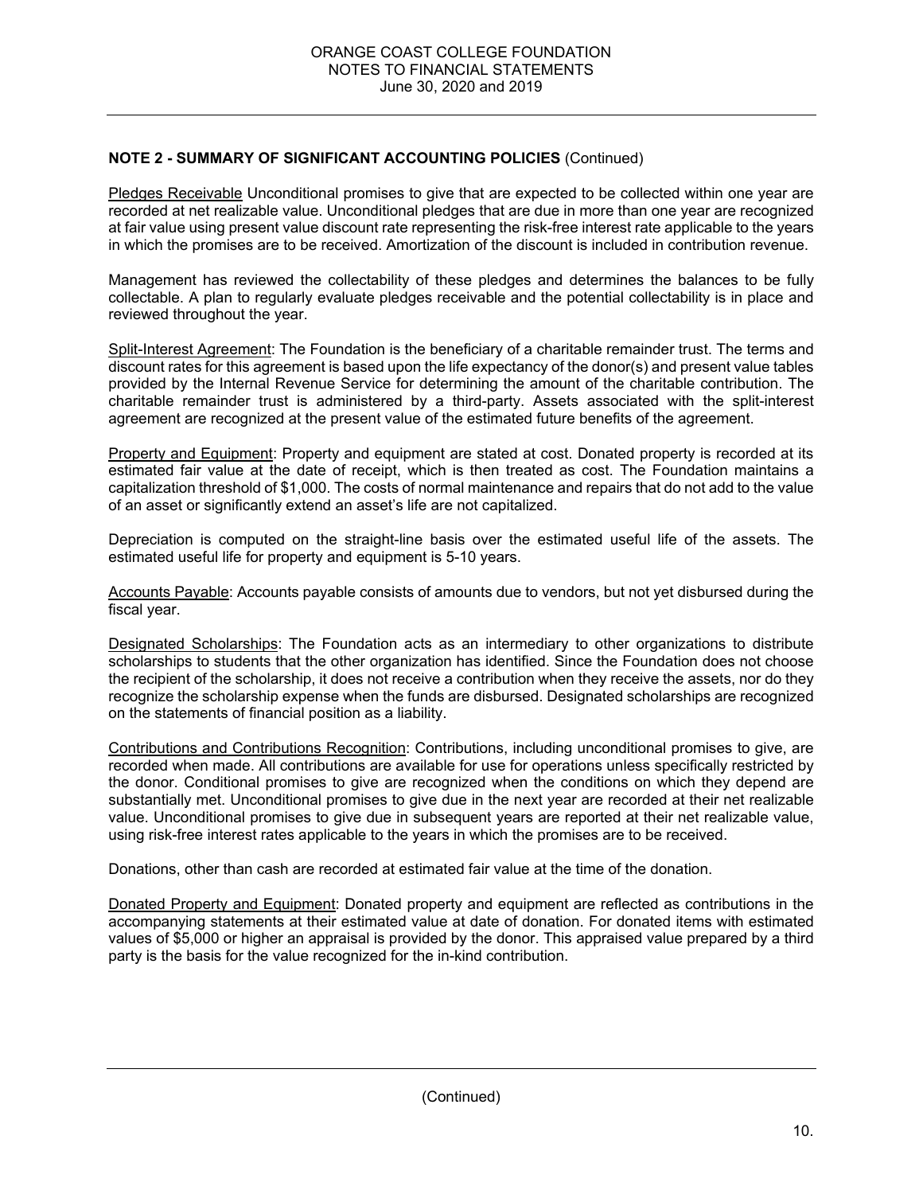## NOTE 2 - SUMMARY OF SIGNIFICANT ACCOUNTING POLICIES (Continued)

Pledges Receivable Unconditional promises to give that are expected to be collected within one year are recorded at net realizable value. Unconditional pledges that are due in more than one year are recognized at fair value using present value discount rate representing the risk-free interest rate applicable to the years in which the promises are to be received. Amortization of the discount is included in contribution revenue.

Management has reviewed the collectability of these pledges and determines the balances to be fully collectable. A plan to regularly evaluate pledges receivable and the potential collectability is in place and reviewed throughout the year.

Split-Interest Agreement: The Foundation is the beneficiary of a charitable remainder trust. The terms and discount rates for this agreement is based upon the life expectancy of the donor(s) and present value tables provided by the Internal Revenue Service for determining the amount of the charitable contribution. The charitable remainder trust is administered by a third-party. Assets associated with the split-interest agreement are recognized at the present value of the estimated future benefits of the agreement.

Property and Equipment: Property and equipment are stated at cost. Donated property is recorded at its estimated fair value at the date of receipt, which is then treated as cost. The Foundation maintains a capitalization threshold of $1,000. The costs of normal maintenance and repairs that do not add to the value of an asset or significantly extend an asset's life are not capitalized.

Depreciation is computed on the straight-line basis over the estimated useful life of the assets. The estimated useful life for property and equipment is 5-10 years.

Accounts Payable: Accounts payable consists of amounts due to vendors, but not yet disbursed during the fiscal year.

Designated Scholarships: The Foundation acts as an intermediary to other organizations to distribute scholarships to students that the other organization has identified. Since the Foundation does not choose the recipient of the scholarship, it does not receive a contribution when they receive the assets, nor do they recognize the scholarship expense when the funds are disbursed. Designated scholarships are recognized on the statements of financial position as a liability.

Contributions and Contributions Recognition: Contributions, including unconditional promises to give, are recorded when made. All contributions are available for use for operations unless specifically restricted by the donor. Conditional promises to give are recognized when the conditions on which they depend are substantially met. Unconditional promises to give due in the next year are recorded at their net realizable value. Unconditional promises to give due in subsequent years are reported at their net realizable value, using risk-free interest rates applicable to the years in which the promises are to be received.

Donations, other than cash are recorded at estimated fair value at the time of the donation.

Donated Property and Equipment: Donated property and equipment are reflected as contributions in the accompanying statements at their estimated value at date of donation. For donated items with estimated values of $5,000 or higher an appraisal is provided by the donor. This appraised value prepared by a third party is the basis for the value recognized for the in-kind contribution.

(Continued)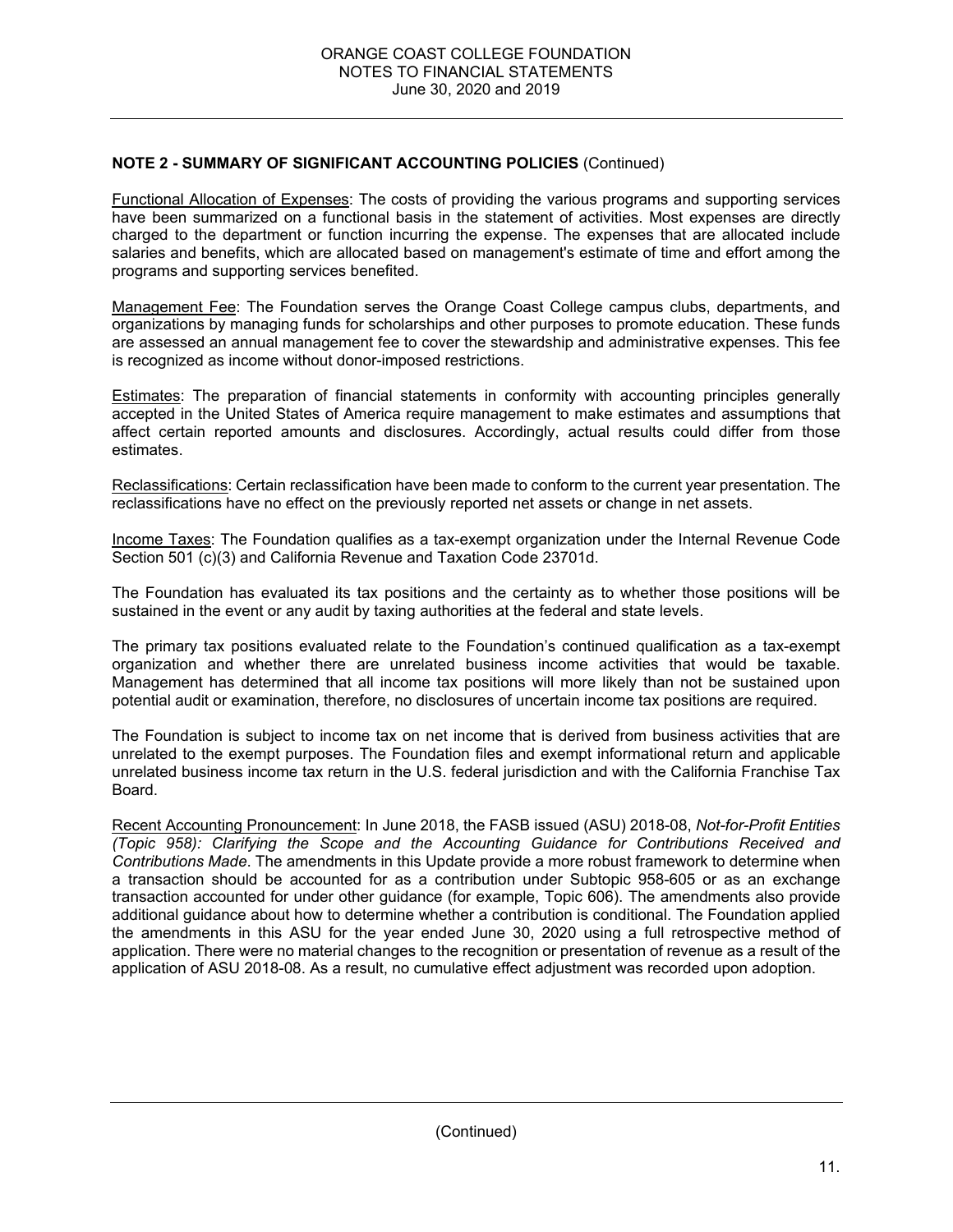**NOTE 2 - SUMMARY OF SIGNIFICANT ACCOUNTING POLICIES** (Continued)

Functional Allocation of Expenses: The costs of providing the various programs and supporting services have been summarized on a functional basis in the statement of activities. Most expenses are directly charged to the department or function incurring the expense. The expenses that are allocated include salaries and benefits, which are allocated based on management's estimate of time and effort among the programs and supporting services benefited.

Management Fee: The Foundation serves the Orange Coast College campus clubs, departments, and organizations by managing funds for scholarships and other purposes to promote education. These funds are assessed an annual management fee to cover the stewardship and administrative expenses. This fee is recognized as income without donor-imposed restrictions.

Estimates: The preparation of financial statements in conformity with accounting principles generally accepted in the United States of America require management to make estimates and assumptions that affect certain reported amounts and disclosures. Accordingly, actual results could differ from those estimates.

Reclassifications: Certain reclassification have been made to conform to the current year presentation. The reclassifications have no effect on the previously reported net assets or change in net assets.

Income Taxes: The Foundation qualifies as a tax-exempt organization under the Internal Revenue Code Section 501 (c)(3) and California Revenue and Taxation Code 23701d.

The Foundation has evaluated its tax positions and the certainty as to whether those positions will be sustained in the event or any audit by taxing authorities at the federal and state levels.

The primary tax positions evaluated relate to the Foundation's continued qualification as a tax-exempt organization and whether there are unrelated business income activities that would be taxable. Management has determined that all income tax positions will more likely than not be sustained upon potential audit or examination, therefore, no disclosures of uncertain income tax positions are required.

The Foundation is subject to income tax on net income that is derived from business activities that are unrelated to the exempt purposes. The Foundation files and exempt informational return and applicable unrelated business income tax return in the U.S. federal jurisdiction and with the California Franchise Tax Board.

Recent Accounting Pronouncement: In June 2018, the FASB issued (ASU) 2018-08, *Not-for-Profit Entities (Topic 958): Clarifying the Scope and the Accounting Guidance for Contributions Received and Contributions Made*. The amendments in this Update provide a more robust framework to determine when a transaction should be accounted for as a contribution under Subtopic 958-605 or as an exchange transaction accounted for under other guidance (for example, Topic 606). The amendments also provide additional guidance about how to determine whether a contribution is conditional. The Foundation applied the amendments in this ASU for the year ended June 30, 2020 using a full retrospective method of application. There were no material changes to the recognition or presentation of revenue as a result of the application of ASU 2018-08. As a result, no cumulative effect adjustment was recorded upon adoption.

(Continued)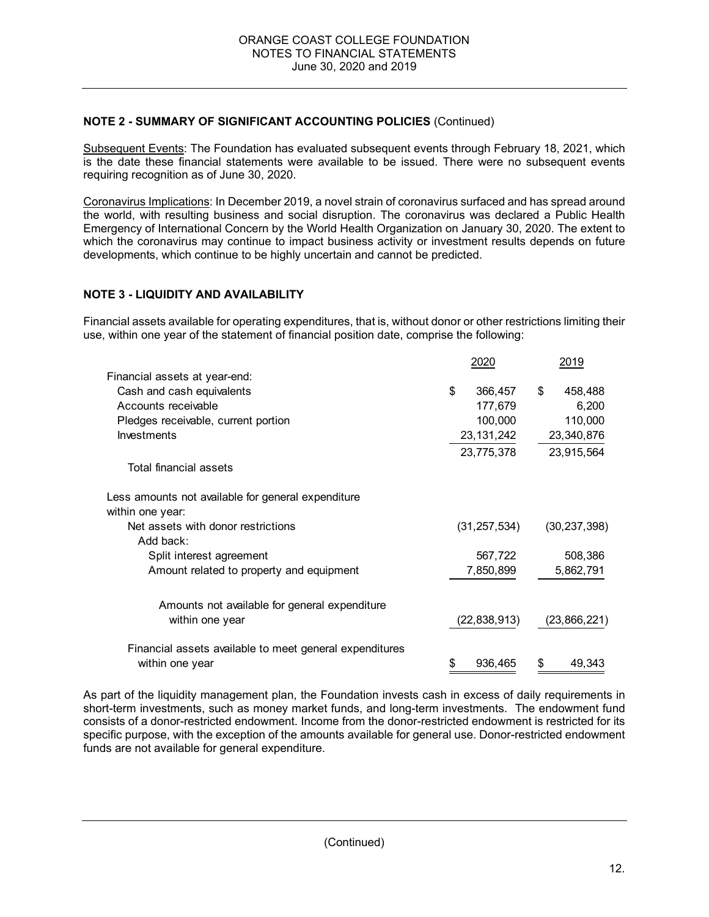**NOTE 2 - SUMMARY OF SIGNIFICANT ACCOUNTING POLICIES** (Continued)

Subsequent Events: The Foundation has evaluated subsequent events through February 18, 2021, which is the date these financial statements were available to be issued. There were no subsequent events requiring recognition as of June 30, 2020.

Coronavirus Implications: In December 2019, a novel strain of coronavirus surfaced and has spread around the world, with resulting business and social disruption. The coronavirus was declared a Public Health Emergency of International Concern by the World Health Organization on January 30, 2020. The extent to which the coronavirus may continue to impact business activity or investment results depends on future developments, which continue to be highly uncertain and cannot be predicted.

**NOTE 3 - LIQUIDITY AND AVAILABILITY**

Financial assets available for operating expenditures, that is, without donor or other restrictions limiting their use, within one year of the statement of financial position date, comprise the following:

| | 2020 | 2019 |
|---|---|---|
| Financial assets at year-end: | | |
| Cash and cash equivalents | $ 366,457 | $ 458,488 |
| Accounts receivable | 177,679 | 6,200 |
| Pledges receivable, current portion | 100,000 | 110,000 |
| Investments | 23,131,242 | 23,340,876 |
| | 23,775,378 | 23,915,564 |
| Total financial assets | | |
| Less amounts not available for general expenditure within one year: | | |
| Net assets with donor restrictions | (31,257,534) | (30,237,398) |
| Add back: | | |
| Split interest agreement | 567,722 | 508,386 |
| Amount related to property and equipment | 7,850,899 | 5,862,791 |
| Amounts not available for general expenditure within one year | (22,838,913) | (23,866,221) |
| Financial assets available to meet general expenditures within one year | $ 936,465 | $ 49,343 |

As part of the liquidity management plan, the Foundation invests cash in excess of daily requirements in short-term investments, such as money market funds, and long-term investments. The endowment fund consists of a donor-restricted endowment. Income from the donor-restricted endowment is restricted for its specific purpose, with the exception of the amounts available for general use. Donor-restricted endowment funds are not available for general expenditure.

(Continued)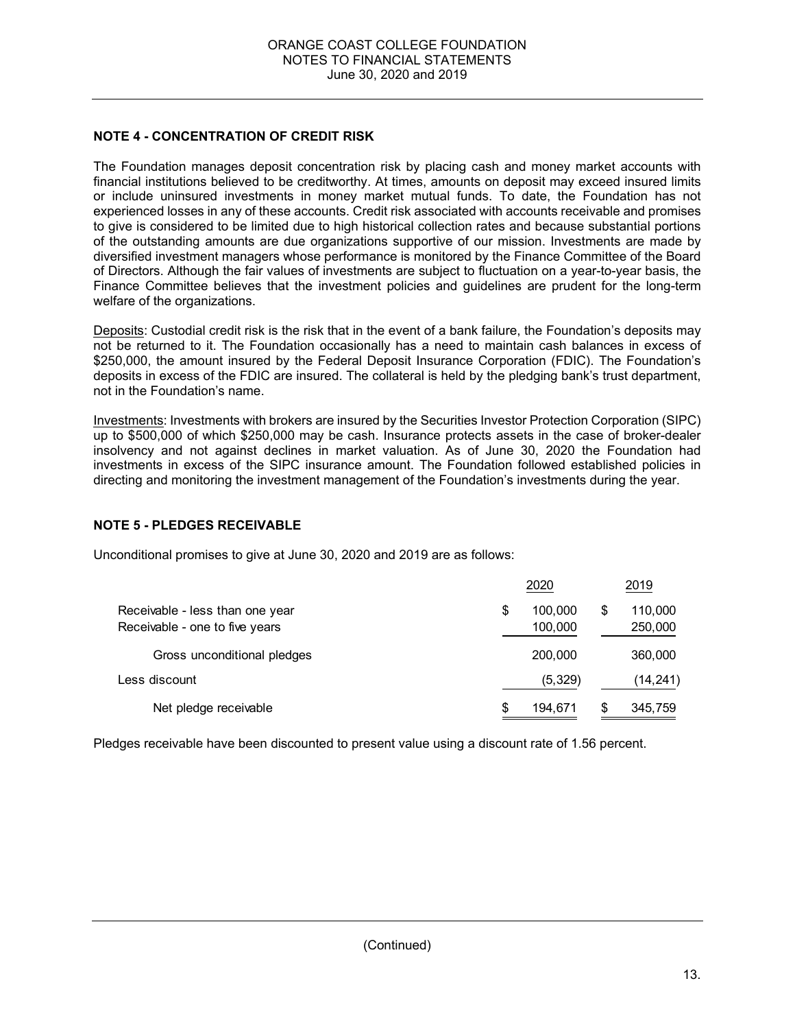## NOTE 4 - CONCENTRATION OF CREDIT RISK

The Foundation manages deposit concentration risk by placing cash and money market accounts with financial institutions believed to be creditworthy. At times, amounts on deposit may exceed insured limits or include uninsured investments in money market mutual funds. To date, the Foundation has not experienced losses in any of these accounts. Credit risk associated with accounts receivable and promises to give is considered to be limited due to high historical collection rates and because substantial portions of the outstanding amounts are due organizations supportive of our mission. Investments are made by diversified investment managers whose performance is monitored by the Finance Committee of the Board of Directors. Although the fair values of investments are subject to fluctuation on a year-to-year basis, the Finance Committee believes that the investment policies and guidelines are prudent for the long-term welfare of the organizations.

Deposits: Custodial credit risk is the risk that in the event of a bank failure, the Foundation's deposits may not be returned to it. The Foundation occasionally has a need to maintain cash balances in excess of $250,000, the amount insured by the Federal Deposit Insurance Corporation (FDIC). The Foundation's deposits in excess of the FDIC are insured. The collateral is held by the pledging bank's trust department, not in the Foundation's name.

Investments: Investments with brokers are insured by the Securities Investor Protection Corporation (SIPC) up to $500,000 of which $250,000 may be cash. Insurance protects assets in the case of broker-dealer insolvency and not against declines in market valuation. As of June 30, 2020 the Foundation had investments in excess of the SIPC insurance amount. The Foundation followed established policies in directing and monitoring the investment management of the Foundation's investments during the year.

## NOTE 5 - PLEDGES RECEIVABLE

Unconditional promises to give at June 30, 2020 and 2019 are as follows:

| | 2020 | 2019 |
|---|---|---|
| Receivable - less than one year | $ 100,000 | $ 110,000 |
| Receivable - one to five years | 100,000 | 250,000 |
| Gross unconditional pledges | 200,000 | 360,000 |
| Less discount | (5,329) | (14,241) |
| Net pledge receivable | $ 194,671 | $ 345,759 |

Pledges receivable have been discounted to present value using a discount rate of 1.56 percent.

(Continued)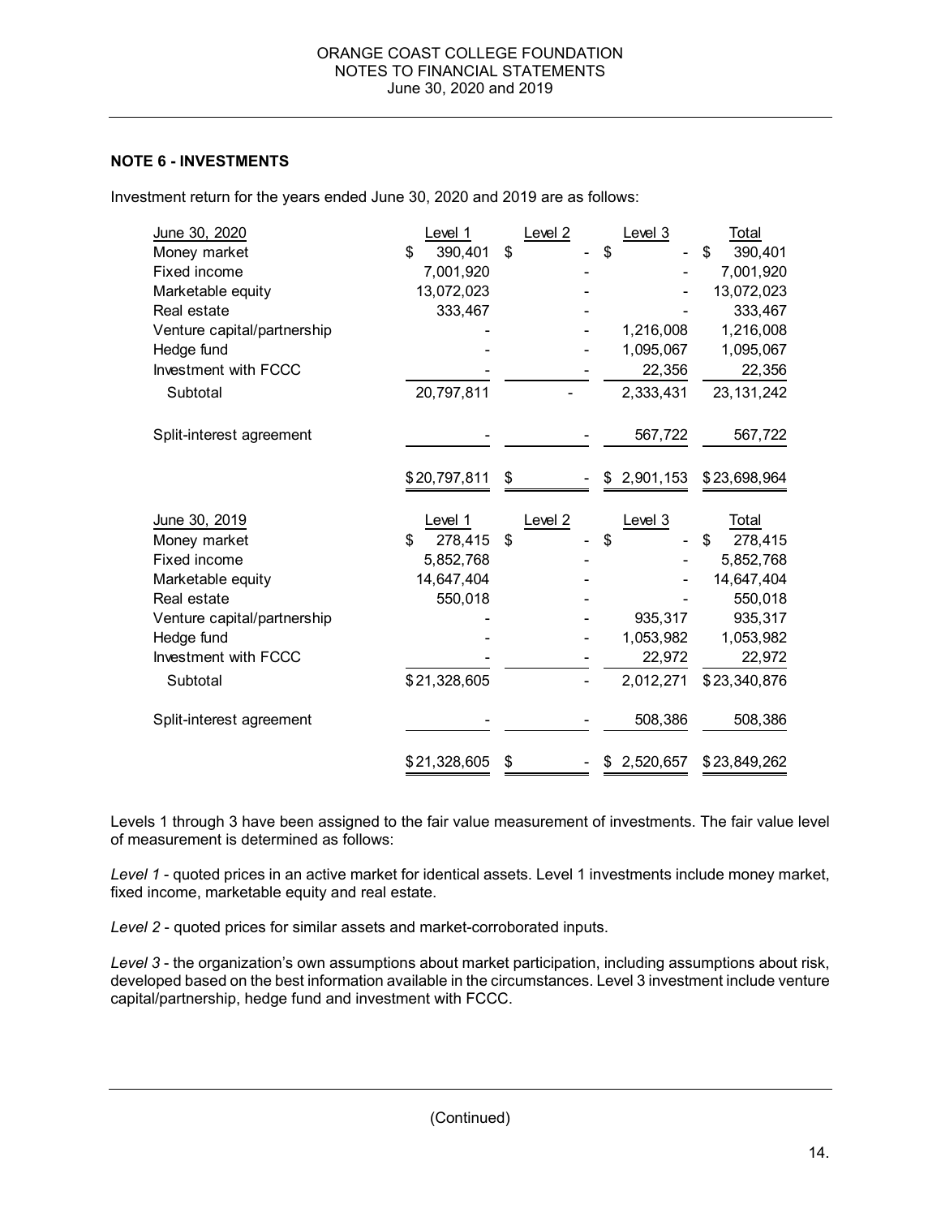## NOTE 6 - INVESTMENTS

Investment return for the years ended June 30, 2020 and 2019 are as follows:

| June 30, 2020 | Level 1 | Level 2 | Level 3 | Total |
|---|---|---|---|---|
| Money market | $ 390,401 | $ - | $ - | $ 390,401 |
| Fixed income | 7,001,920 | - | - | 7,001,920 |
| Marketable equity | 13,072,023 | - | - | 13,072,023 |
| Real estate | 333,467 | - | - | 333,467 |
| Venture capital/partnership | - | - | 1,216,008 | 1,216,008 |
| Hedge fund | - | - | 1,095,067 | 1,095,067 |
| Investment with FCCC | - | - | 22,356 | 22,356 |
| Subtotal | 20,797,811 | - | 2,333,431 | 23,131,242 |
| Split-interest agreement | - | - | 567,722 | 567,722 |
| | $20,797,811 | $ - | $ 2,901,153 | $23,698,964 |

| June 30, 2019 | Level 1 | Level 2 | Level 3 | Total |
|---|---|---|---|---|
| Money market | $ 278,415 | $ - | $ - | $ 278,415 |
| Fixed income | 5,852,768 | - | - | 5,852,768 |
| Marketable equity | 14,647,404 | - | - | 14,647,404 |
| Real estate | 550,018 | - | - | 550,018 |
| Venture capital/partnership | - | - | 935,317 | 935,317 |
| Hedge fund | - | - | 1,053,982 | 1,053,982 |
| Investment with FCCC | - | - | 22,972 | 22,972 |
| Subtotal | $21,328,605 | - | 2,012,271 | $23,340,876 |
| Split-interest agreement | - | - | 508,386 | 508,386 |
| | $21,328,605 | $ - | $ 2,520,657 | $23,849,262 |

Levels 1 through 3 have been assigned to the fair value measurement of investments. The fair value level of measurement is determined as follows:

*Level 1* - quoted prices in an active market for identical assets. Level 1 investments include money market, fixed income, marketable equity and real estate.

*Level 2* - quoted prices for similar assets and market-corroborated inputs.

*Level 3* - the organization's own assumptions about market participation, including assumptions about risk, developed based on the best information available in the circumstances. Level 3 investment include venture capital/partnership, hedge fund and investment with FCCC.

(Continued)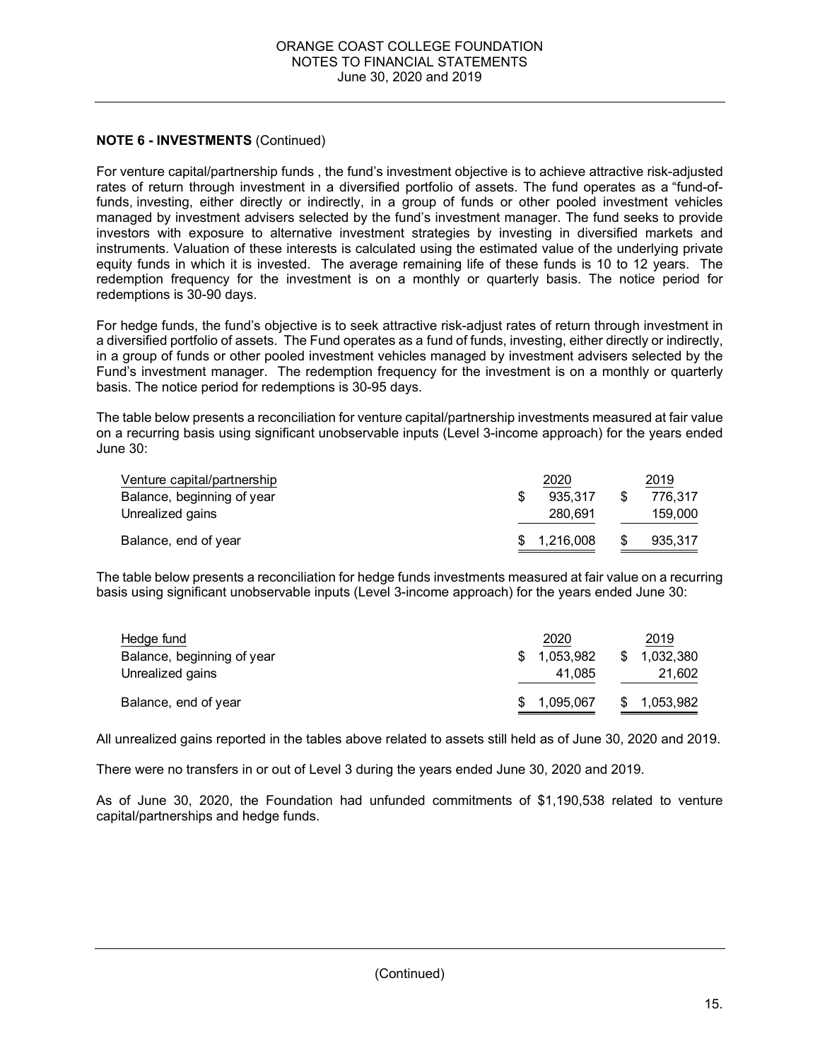**NOTE 6 - INVESTMENTS** (Continued)

For venture capital/partnership funds , the fund's investment objective is to achieve attractive risk-adjusted rates of return through investment in a diversified portfolio of assets. The fund operates as a "fund-of-funds, investing, either directly or indirectly, in a group of funds or other pooled investment vehicles managed by investment advisers selected by the fund's investment manager. The fund seeks to provide investors with exposure to alternative investment strategies by investing in diversified markets and instruments. Valuation of these interests is calculated using the estimated value of the underlying private equity funds in which it is invested. The average remaining life of these funds is 10 to 12 years. The redemption frequency for the investment is on a monthly or quarterly basis. The notice period for redemptions is 30-90 days.

For hedge funds, the fund's objective is to seek attractive risk-adjust rates of return through investment in a diversified portfolio of assets. The Fund operates as a fund of funds, investing, either directly or indirectly, in a group of funds or other pooled investment vehicles managed by investment advisers selected by the Fund's investment manager. The redemption frequency for the investment is on a monthly or quarterly basis. The notice period for redemptions is 30-95 days.

The table below presents a reconciliation for venture capital/partnership investments measured at fair value on a recurring basis using significant unobservable inputs (Level 3-income approach) for the years ended June 30:

| Venture capital/partnership | 2020 | 2019 |
|---|---|---|
| Balance, beginning of year | $ 935,317 | $ 776,317 |
| Unrealized gains | 280,691 | 159,000 |
| Balance, end of year | $ 1,216,008 | $ 935,317 |

The table below presents a reconciliation for hedge funds investments measured at fair value on a recurring basis using significant unobservable inputs (Level 3-income approach) for the years ended June 30:

| Hedge fund | 2020 | 2019 |
|---|---|---|
| Balance, beginning of year | $ 1,053,982 | $ 1,032,380 |
| Unrealized gains | 41,085 | 21,602 |
| Balance, end of year | $ 1,095,067 | $ 1,053,982 |

All unrealized gains reported in the tables above related to assets still held as of June 30, 2020 and 2019.

There were no transfers in or out of Level 3 during the years ended June 30, 2020 and 2019.

As of June 30, 2020, the Foundation had unfunded commitments of $1,190,538 related to venture capital/partnerships and hedge funds.

(Continued)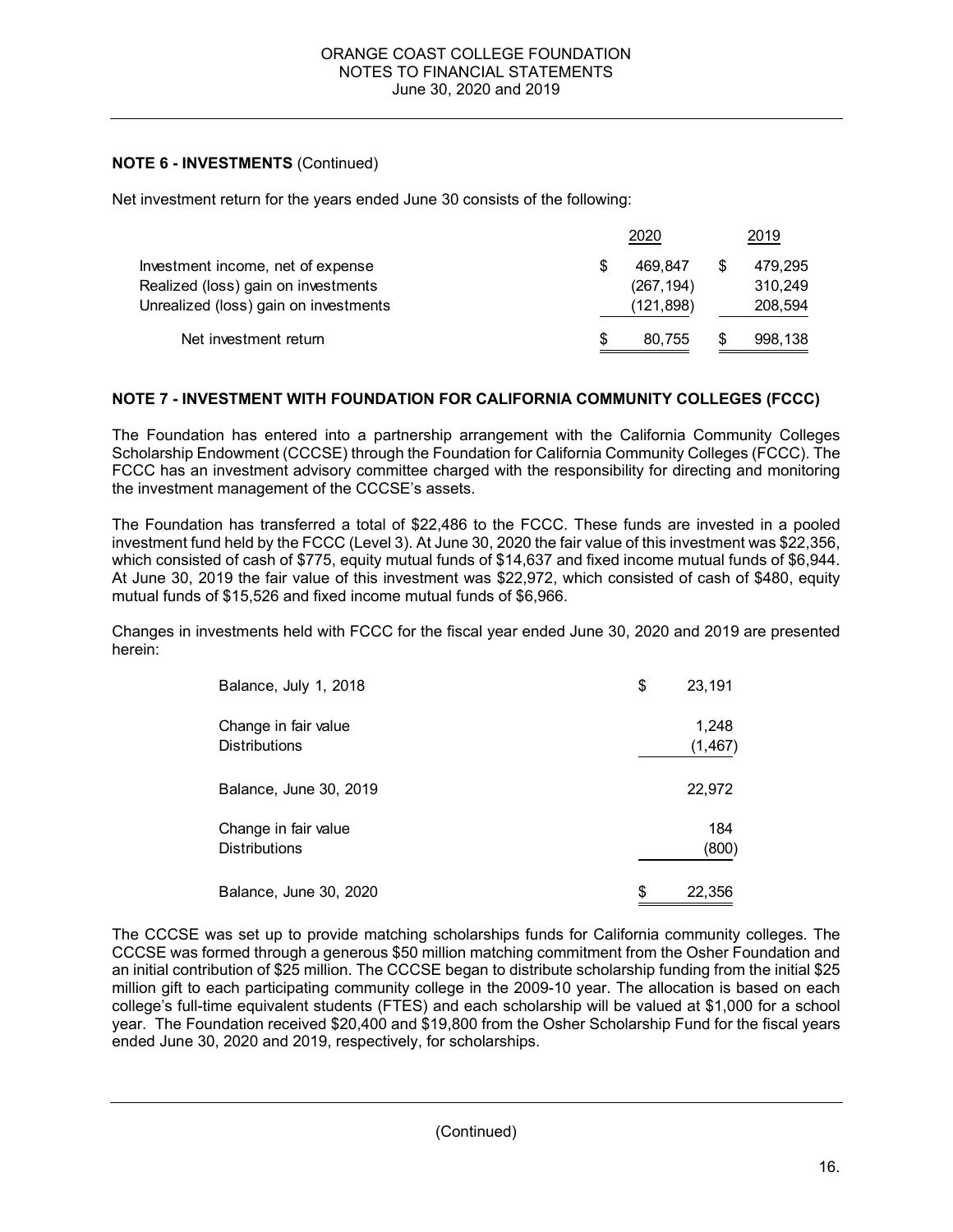**NOTE 6 - INVESTMENTS** (Continued)

Net investment return for the years ended June 30 consists of the following:

| | 2020 | 2019 |
|---|---|---|
| Investment income, net of expense | $ 469,847 | $ 479,295 |
| Realized (loss) gain on investments | (267,194) | 310,249 |
| Unrealized (loss) gain on investments | (121,898) | 208,594 |
| Net investment return | $ 80,755 | $ 998,138 |

**NOTE 7 - INVESTMENT WITH FOUNDATION FOR CALIFORNIA COMMUNITY COLLEGES (FCCC)**

The Foundation has entered into a partnership arrangement with the California Community Colleges Scholarship Endowment (CCCSE) through the Foundation for California Community Colleges (FCCC). The FCCC has an investment advisory committee charged with the responsibility for directing and monitoring the investment management of the CCCSE's assets.

The Foundation has transferred a total of $22,486 to the FCCC. These funds are invested in a pooled investment fund held by the FCCC (Level 3). At June 30, 2020 the fair value of this investment was $22,356, which consisted of cash of $775, equity mutual funds of $14,637 and fixed income mutual funds of $6,944. At June 30, 2019 the fair value of this investment was $22,972, which consisted of cash of $480, equity mutual funds of $15,526 and fixed income mutual funds of $6,966.

Changes in investments held with FCCC for the fiscal year ended June 30, 2020 and 2019 are presented herein:

| | |
|---|---|
| Balance, July 1, 2018 | $ 23,191 |
| Change in fair value | 1,248 |
| Distributions | (1,467) |
| Balance, June 30, 2019 | 22,972 |
| Change in fair value | 184 |
| Distributions | (800) |
| Balance, June 30, 2020 | $ 22,356 |

The CCCSE was set up to provide matching scholarships funds for California community colleges. The CCCSE was formed through a generous $50 million matching commitment from the Osher Foundation and an initial contribution of $25 million. The CCCSE began to distribute scholarship funding from the initial $25 million gift to each participating community college in the 2009-10 year. The allocation is based on each college's full-time equivalent students (FTES) and each scholarship will be valued at $1,000 for a school year. The Foundation received $20,400 and $19,800 from the Osher Scholarship Fund for the fiscal years ended June 30, 2020 and 2019, respectively, for scholarships.

(Continued)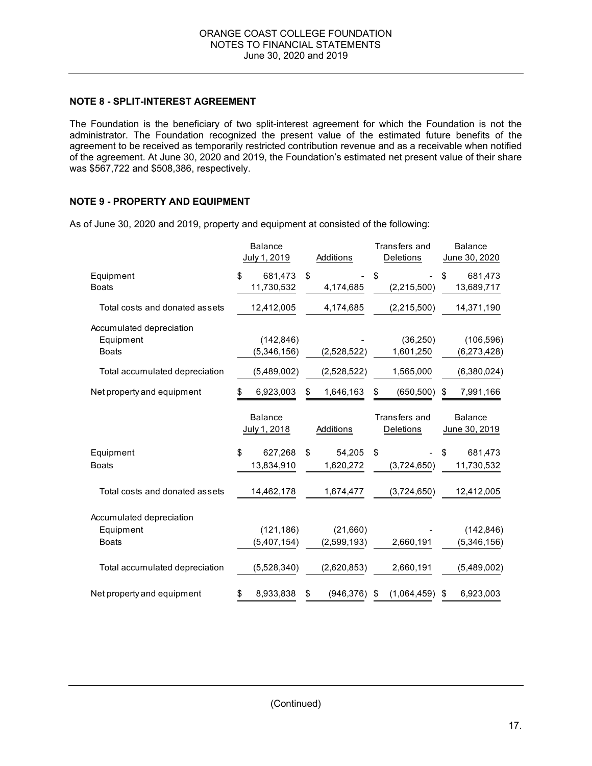## NOTE 8 - SPLIT-INTEREST AGREEMENT

The Foundation is the beneficiary of two split-interest agreement for which the Foundation is not the administrator. The Foundation recognized the present value of the estimated future benefits of the agreement to be received as temporarily restricted contribution revenue and as a receivable when notified of the agreement. At June 30, 2020 and 2019, the Foundation's estimated net present value of their share was $567,722 and $508,386, respectively.

## NOTE 9 - PROPERTY AND EQUIPMENT

As of June 30, 2020 and 2019, property and equipment at consisted of the following:

| | Balance July 1, 2019 | Additions | Transfers and Deletions | Balance June 30, 2020 |
|---|---|---|---|---|
| Equipment | $ 681,473 | $ - | $ - | $ 681,473 |
| Boats | 11,730,532 | 4,174,685 | (2,215,500) | 13,689,717 |
| Total costs and donated assets | 12,412,005 | 4,174,685 | (2,215,500) | 14,371,190 |
| Accumulated depreciation | | | | |
| Equipment | (142,846) | - | (36,250) | (106,596) |
| Boats | (5,346,156) | (2,528,522) | 1,601,250 | (6,273,428) |
| Total accumulated depreciation | (5,489,002) | (2,528,522) | 1,565,000 | (6,380,024) |
| Net property and equipment | $ 6,923,003 | $ 1,646,163 | $ (650,500) | $ 7,991,166 |

| | Balance July 1, 2018 | Additions | Transfers and Deletions | Balance June 30, 2019 |
|---|---|---|---|---|
| Equipment | $ 627,268 | $ 54,205 | $ - | $ 681,473 |
| Boats | 13,834,910 | 1,620,272 | (3,724,650) | 11,730,532 |
| Total costs and donated assets | 14,462,178 | 1,674,477 | (3,724,650) | 12,412,005 |
| Accumulated depreciation | | | | |
| Equipment | (121,186) | (21,660) | - | (142,846) |
| Boats | (5,407,154) | (2,599,193) | 2,660,191 | (5,346,156) |
| Total accumulated depreciation | (5,528,340) | (2,620,853) | 2,660,191 | (5,489,002) |
| Net property and equipment | $ 8,933,838 | $ (946,376) | $ (1,064,459) | $ 6,923,003 |

(Continued)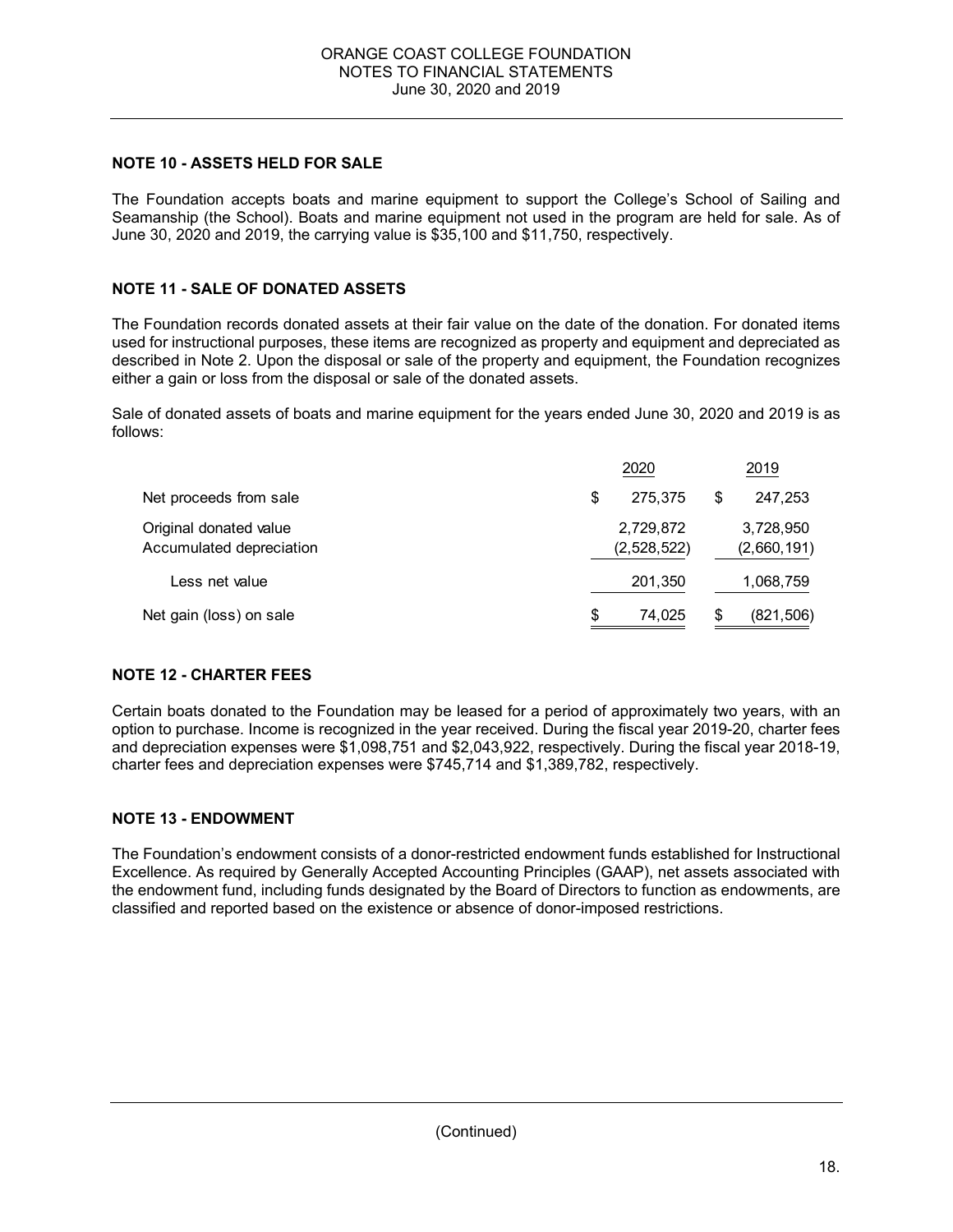## NOTE 10 - ASSETS HELD FOR SALE

The Foundation accepts boats and marine equipment to support the College's School of Sailing and Seamanship (the School). Boats and marine equipment not used in the program are held for sale. As of June 30, 2020 and 2019, the carrying value is $35,100 and $11,750, respectively.

## NOTE 11 - SALE OF DONATED ASSETS

The Foundation records donated assets at their fair value on the date of the donation. For donated items used for instructional purposes, these items are recognized as property and equipment and depreciated as described in Note 2. Upon the disposal or sale of the property and equipment, the Foundation recognizes either a gain or loss from the disposal or sale of the donated assets.

Sale of donated assets of boats and marine equipment for the years ended June 30, 2020 and 2019 is as follows:

| | 2020 | 2019 |
|---|---|---|
| Net proceeds from sale | $ 275,375 | $ 247,253 |
| Original donated value | 2,729,872 | 3,728,950 |
| Accumulated depreciation | (2,528,522) | (2,660,191) |
| Less net value | 201,350 | 1,068,759 |
| Net gain (loss) on sale | $ 74,025 | $ (821,506) |

## NOTE 12 - CHARTER FEES

Certain boats donated to the Foundation may be leased for a period of approximately two years, with an option to purchase. Income is recognized in the year received. During the fiscal year 2019-20, charter fees and depreciation expenses were $1,098,751 and $2,043,922, respectively. During the fiscal year 2018-19, charter fees and depreciation expenses were $745,714 and $1,389,782, respectively.

## NOTE 13 - ENDOWMENT

The Foundation's endowment consists of a donor-restricted endowment funds established for Instructional Excellence. As required by Generally Accepted Accounting Principles (GAAP), net assets associated with the endowment fund, including funds designated by the Board of Directors to function as endowments, are classified and reported based on the existence or absence of donor-imposed restrictions.

(Continued)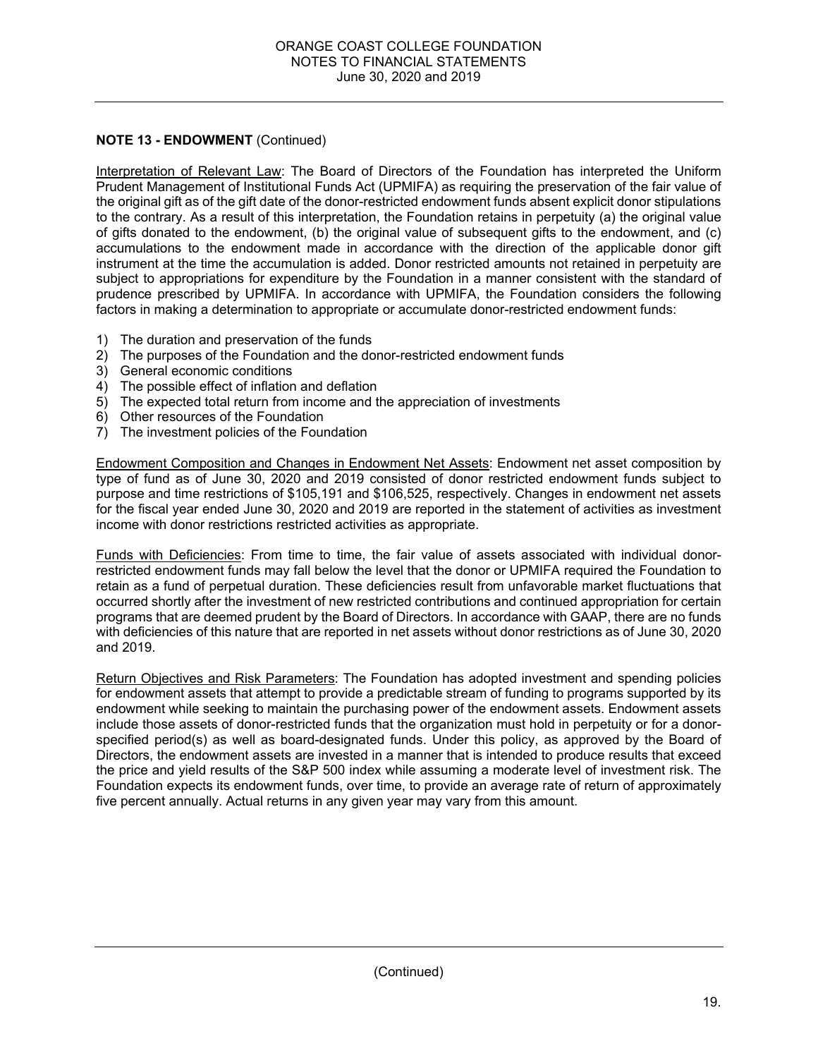**NOTE 13 - ENDOWMENT** (Continued)

Interpretation of Relevant Law: The Board of Directors of the Foundation has interpreted the Uniform Prudent Management of Institutional Funds Act (UPMIFA) as requiring the preservation of the fair value of the original gift as of the gift date of the donor-restricted endowment funds absent explicit donor stipulations to the contrary. As a result of this interpretation, the Foundation retains in perpetuity (a) the original value of gifts donated to the endowment, (b) the original value of subsequent gifts to the endowment, and (c) accumulations to the endowment made in accordance with the direction of the applicable donor gift instrument at the time the accumulation is added. Donor restricted amounts not retained in perpetuity are subject to appropriations for expenditure by the Foundation in a manner consistent with the standard of prudence prescribed by UPMIFA. In accordance with UPMIFA, the Foundation considers the following factors in making a determination to appropriate or accumulate donor-restricted endowment funds:

1) The duration and preservation of the funds
2) The purposes of the Foundation and the donor-restricted endowment funds
3) General economic conditions
4) The possible effect of inflation and deflation
5) The expected total return from income and the appreciation of investments
6) Other resources of the Foundation
7) The investment policies of the Foundation

Endowment Composition and Changes in Endowment Net Assets: Endowment net asset composition by type of fund as of June 30, 2020 and 2019 consisted of donor restricted endowment funds subject to purpose and time restrictions of $105,191 and $106,525, respectively. Changes in endowment net assets for the fiscal year ended June 30, 2020 and 2019 are reported in the statement of activities as investment income with donor restrictions restricted activities as appropriate.

Funds with Deficiencies: From time to time, the fair value of assets associated with individual donor-restricted endowment funds may fall below the level that the donor or UPMIFA required the Foundation to retain as a fund of perpetual duration. These deficiencies result from unfavorable market fluctuations that occurred shortly after the investment of new restricted contributions and continued appropriation for certain programs that are deemed prudent by the Board of Directors. In accordance with GAAP, there are no funds with deficiencies of this nature that are reported in net assets without donor restrictions as of June 30, 2020 and 2019.

Return Objectives and Risk Parameters: The Foundation has adopted investment and spending policies for endowment assets that attempt to provide a predictable stream of funding to programs supported by its endowment while seeking to maintain the purchasing power of the endowment assets. Endowment assets include those assets of donor-restricted funds that the organization must hold in perpetuity or for a donor-specified period(s) as well as board-designated funds. Under this policy, as approved by the Board of Directors, the endowment assets are invested in a manner that is intended to produce results that exceed the price and yield results of the S&P 500 index while assuming a moderate level of investment risk. The Foundation expects its endowment funds, over time, to provide an average rate of return of approximately five percent annually. Actual returns in any given year may vary from this amount.

(Continued)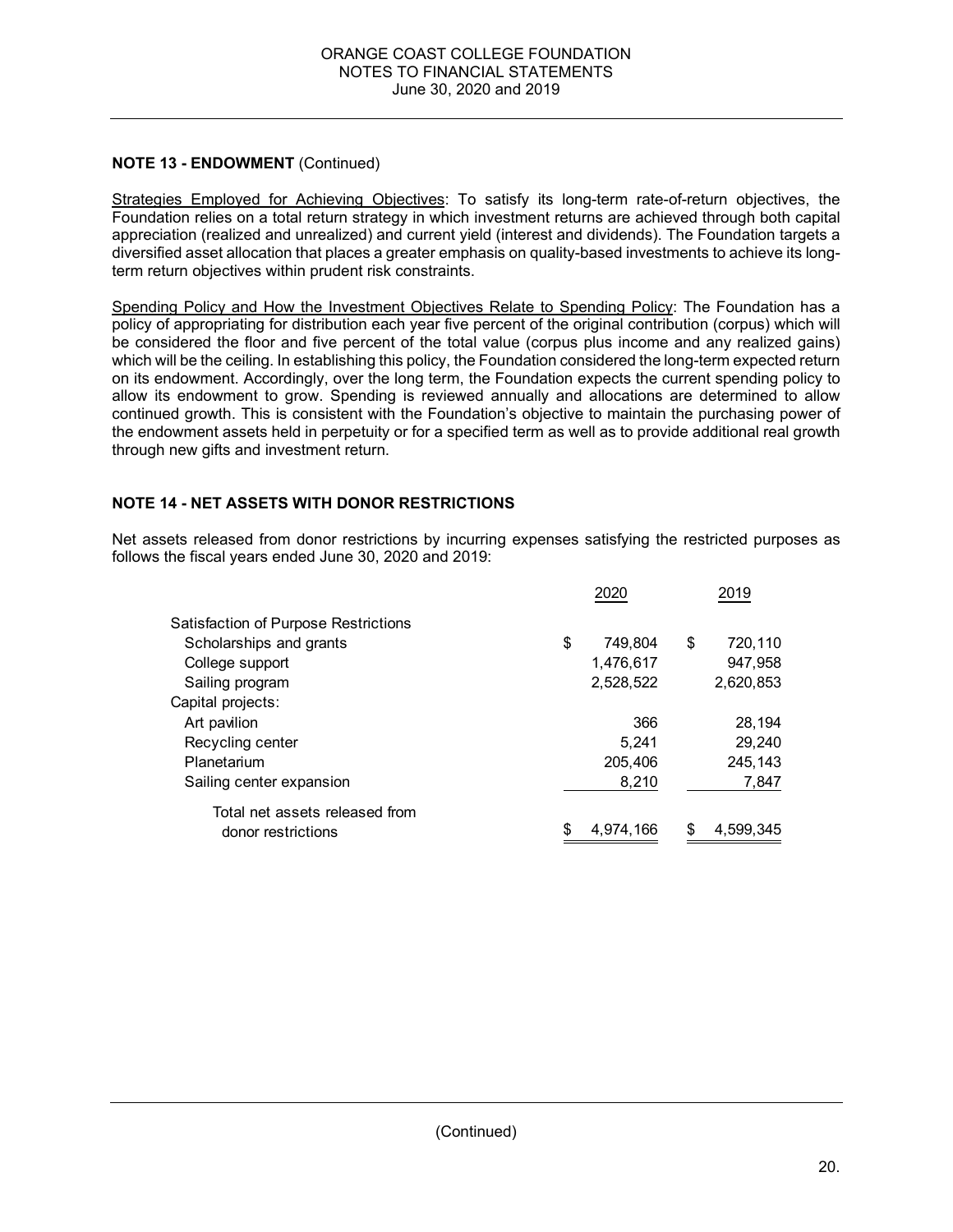## NOTE 13 - ENDOWMENT (Continued)

Strategies Employed for Achieving Objectives: To satisfy its long-term rate-of-return objectives, the Foundation relies on a total return strategy in which investment returns are achieved through both capital appreciation (realized and unrealized) and current yield (interest and dividends). The Foundation targets a diversified asset allocation that places a greater emphasis on quality-based investments to achieve its long-term return objectives within prudent risk constraints.

Spending Policy and How the Investment Objectives Relate to Spending Policy: The Foundation has a policy of appropriating for distribution each year five percent of the original contribution (corpus) which will be considered the floor and five percent of the total value (corpus plus income and any realized gains) which will be the ceiling. In establishing this policy, the Foundation considered the long-term expected return on its endowment. Accordingly, over the long term, the Foundation expects the current spending policy to allow its endowment to grow. Spending is reviewed annually and allocations are determined to allow continued growth. This is consistent with the Foundation's objective to maintain the purchasing power of the endowment assets held in perpetuity or for a specified term as well as to provide additional real growth through new gifts and investment return.

## NOTE 14 - NET ASSETS WITH DONOR RESTRICTIONS

Net assets released from donor restrictions by incurring expenses satisfying the restricted purposes as follows the fiscal years ended June 30, 2020 and 2019:

| | 2020 | 2019 |
|---|---|---|
| Satisfaction of Purpose Restrictions | | |
| Scholarships and grants | $ 749,804 | $ 720,110 |
| College support | 1,476,617 | 947,958 |
| Sailing program | 2,528,522 | 2,620,853 |
| Capital projects: | | |
| Art pavilion | 366 | 28,194 |
| Recycling center | 5,241 | 29,240 |
| Planetarium | 205,406 | 245,143 |
| Sailing center expansion | 8,210 | 7,847 |
| Total net assets released from donor restrictions | $ 4,974,166 | $ 4,599,345 |

(Continued)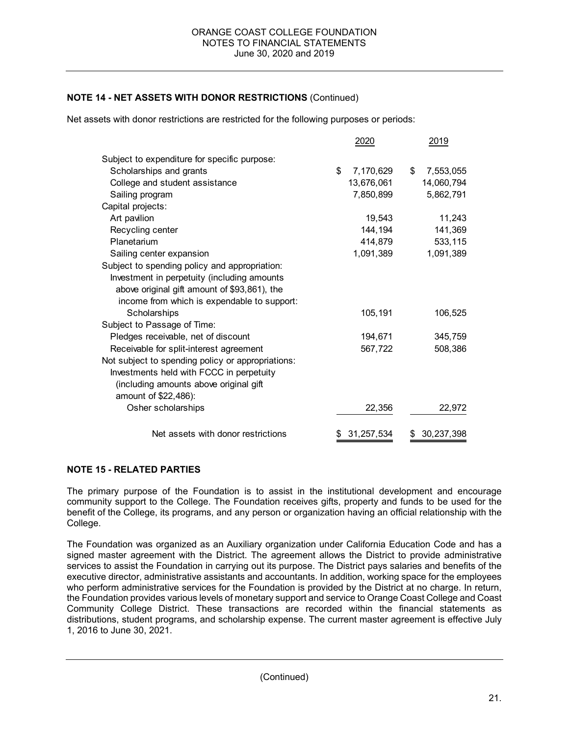### NOTE 14 - NET ASSETS WITH DONOR RESTRICTIONS (Continued)

Net assets with donor restrictions are restricted for the following purposes or periods:

| | 2020 | 2019 |
|---|---|---|
| Subject to expenditure for specific purpose: | | |
| Scholarships and grants | $ 7,170,629 | $ 7,553,055 |
| College and student assistance | 13,676,061 | 14,060,794 |
| Sailing program | 7,850,899 | 5,862,791 |
| Capital projects: | | |
| Art pavilion | 19,543 | 11,243 |
| Recycling center | 144,194 | 141,369 |
| Planetarium | 414,879 | 533,115 |
| Sailing center expansion | 1,091,389 | 1,091,389 |
| Subject to spending policy and appropriation: | | |
| Investment in perpetuity (including amounts above original gift amount of $93,861), the income from which is expendable to support: | | |
| Scholarships | 105,191 | 106,525 |
| Subject to Passage of Time: | | |
| Pledges receivable, net of discount | 194,671 | 345,759 |
| Receivable for split-interest agreement | 567,722 | 508,386 |
| Not subject to spending policy or appropriations: | | |
| Investments held with FCCC in perpetuity (including amounts above original gift amount of $22,486): | | |
| Osher scholarships | 22,356 | 22,972 |
| Net assets with donor restrictions | $ 31,257,534 | $ 30,237,398 |

### NOTE 15 - RELATED PARTIES

The primary purpose of the Foundation is to assist in the institutional development and encourage community support to the College. The Foundation receives gifts, property and funds to be used for the benefit of the College, its programs, and any person or organization having an official relationship with the College.

The Foundation was organized as an Auxiliary organization under California Education Code and has a signed master agreement with the District. The agreement allows the District to provide administrative services to assist the Foundation in carrying out its purpose. The District pays salaries and benefits of the executive director, administrative assistants and accountants. In addition, working space for the employees who perform administrative services for the Foundation is provided by the District at no charge. In return, the Foundation provides various levels of monetary support and service to Orange Coast College and Coast Community College District. These transactions are recorded within the financial statements as distributions, student programs, and scholarship expense. The current master agreement is effective July 1, 2016 to June 30, 2021.

(Continued)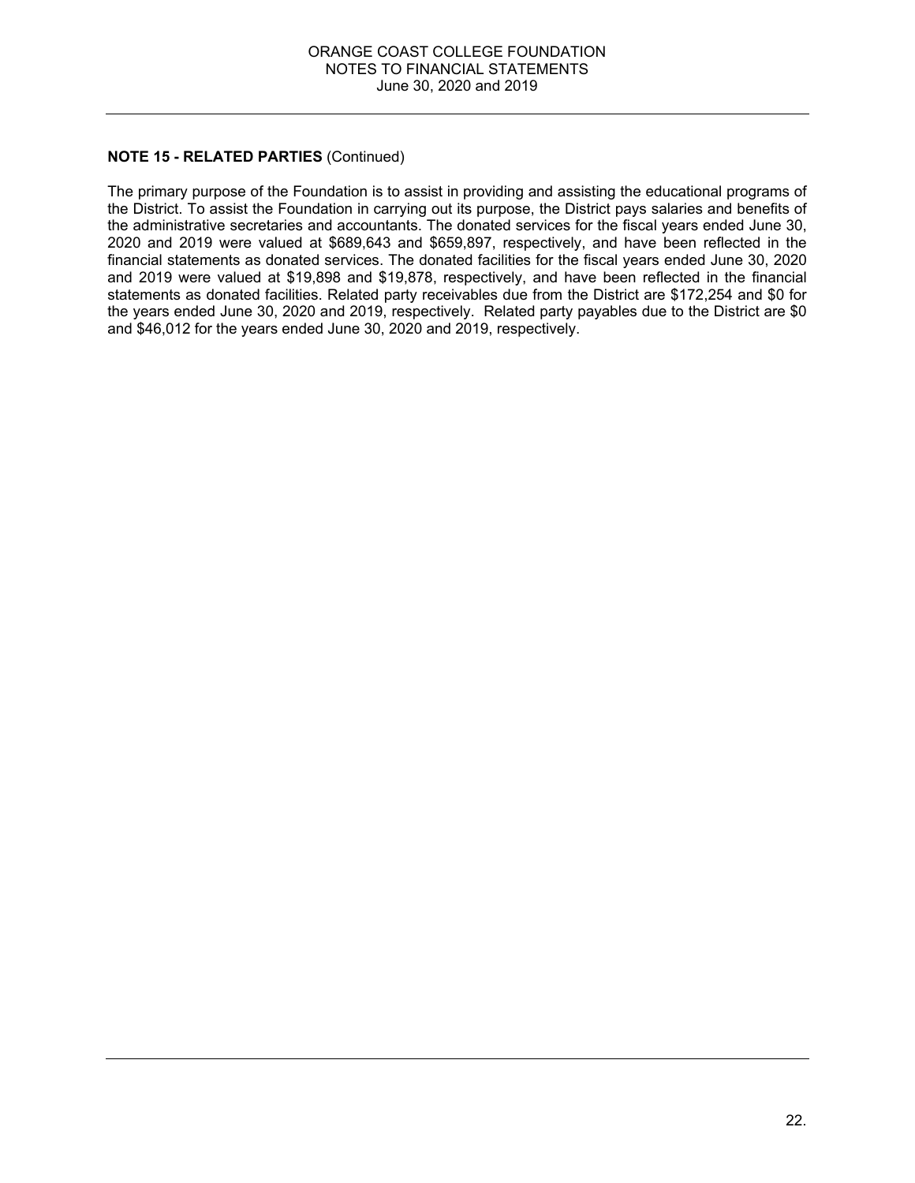**NOTE 15 - RELATED PARTIES** (Continued)

The primary purpose of the Foundation is to assist in providing and assisting the educational programs of the District. To assist the Foundation in carrying out its purpose, the District pays salaries and benefits of the administrative secretaries and accountants. The donated services for the fiscal years ended June 30, 2020 and 2019 were valued at $689,643 and $659,897, respectively, and have been reflected in the financial statements as donated services. The donated facilities for the fiscal years ended June 30, 2020 and 2019 were valued at $19,898 and $19,878, respectively, and have been reflected in the financial statements as donated facilities. Related party receivables due from the District are $172,254 and $0 for the years ended June 30, 2020 and 2019, respectively. Related party payables due to the District are $0 and $46,012 for the years ended June 30, 2020 and 2019, respectively.